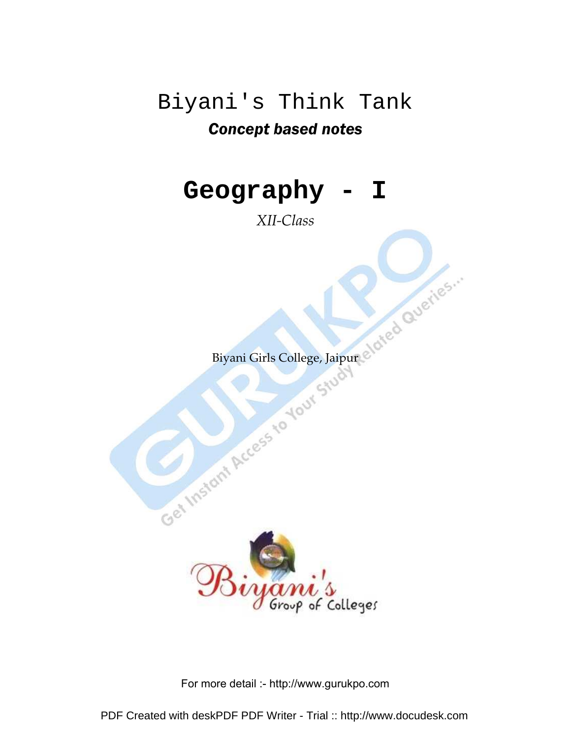# Biyani's Think Tank

***Concept based notes***

# Geography - I

*XII-Class*

Biyani Girls College, Jaipur

For more detail :- http://www.gurukpo.com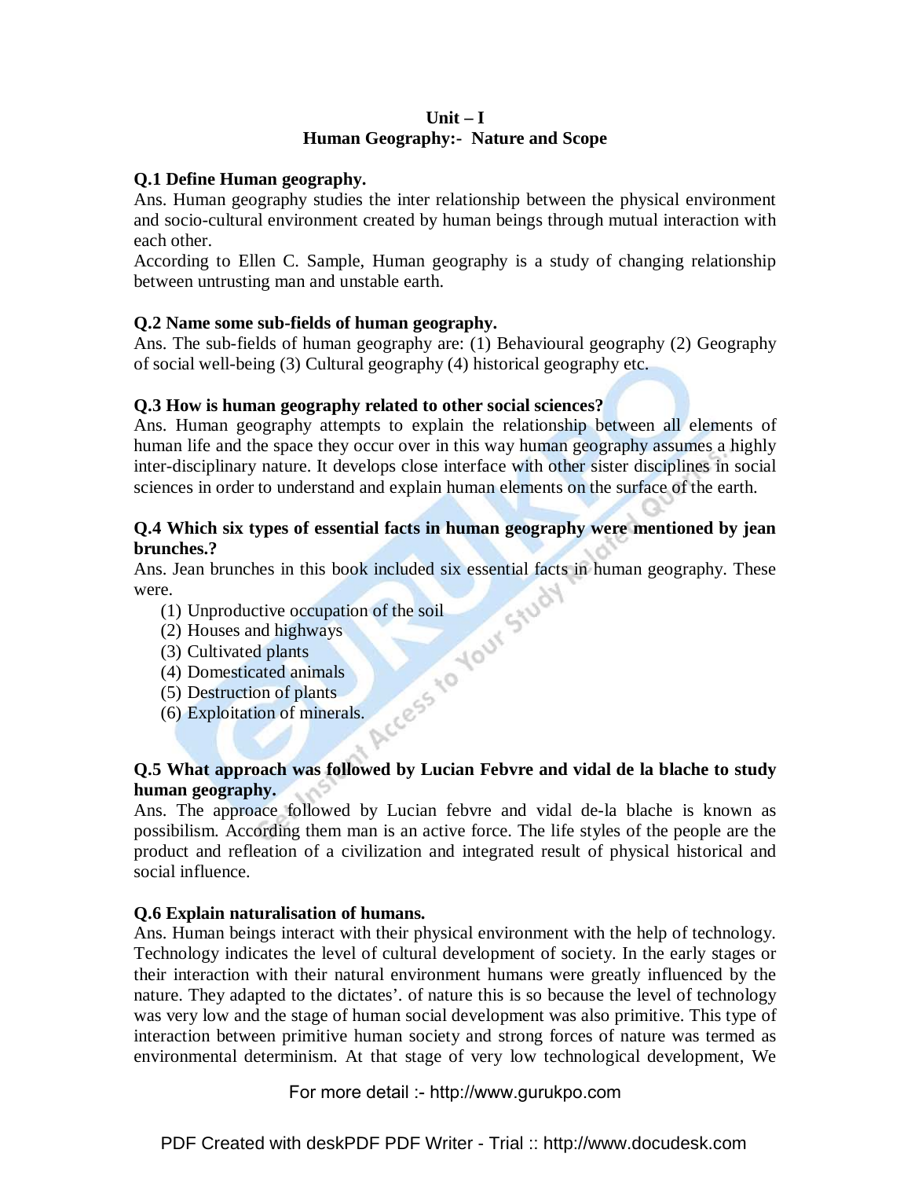**Unit – I**
**Human Geography:- Nature and Scope**

**Q.1 Define Human geography.**

Ans. Human geography studies the inter relationship between the physical environment and socio-cultural environment created by human beings through mutual interaction with each other.

According to Ellen C. Sample, Human geography is a study of changing relationship between untrusting man and unstable earth.

**Q.2 Name some sub-fields of human geography.**

Ans. The sub-fields of human geography are: (1) Behavioural geography (2) Geography of social well-being (3) Cultural geography (4) historical geography etc.

**Q.3 How is human geography related to other social sciences?**

Ans. Human geography attempts to explain the relationship between all elements of human life and the space they occur over in this way human geography assumes a highly inter-disciplinary nature. It develops close interface with other sister disciplines in social sciences in order to understand and explain human elements on the surface of the earth.

**Q.4 Which six types of essential facts in human geography were mentioned by jean brunches.?**

Ans. Jean brunches in this book included six essential facts in human geography. These were.

(1) Unproductive occupation of the soil
(2) Houses and highways
(3) Cultivated plants
(4) Domesticated animals
(5) Destruction of plants
(6) Exploitation of minerals.

**Q.5 What approach was followed by Lucian Febvre and vidal de la blache to study human geography.**

Ans. The approace followed by Lucian febvre and vidal de-la blache is known as possibilism. According them man is an active force. The life styles of the people are the product and refleation of a civilization and integrated result of physical historical and social influence.

**Q.6 Explain naturalisation of humans.**

Ans. Human beings interact with their physical environment with the help of technology. Technology indicates the level of cultural development of society. In the early stages or their interaction with their natural environment humans were greatly influenced by the nature. They adapted to the dictates'. of nature this is so because the level of technology was very low and the stage of human social development was also primitive. This type of interaction between primitive human society and strong forces of nature was termed as environmental determinism. At that stage of very low technological development, We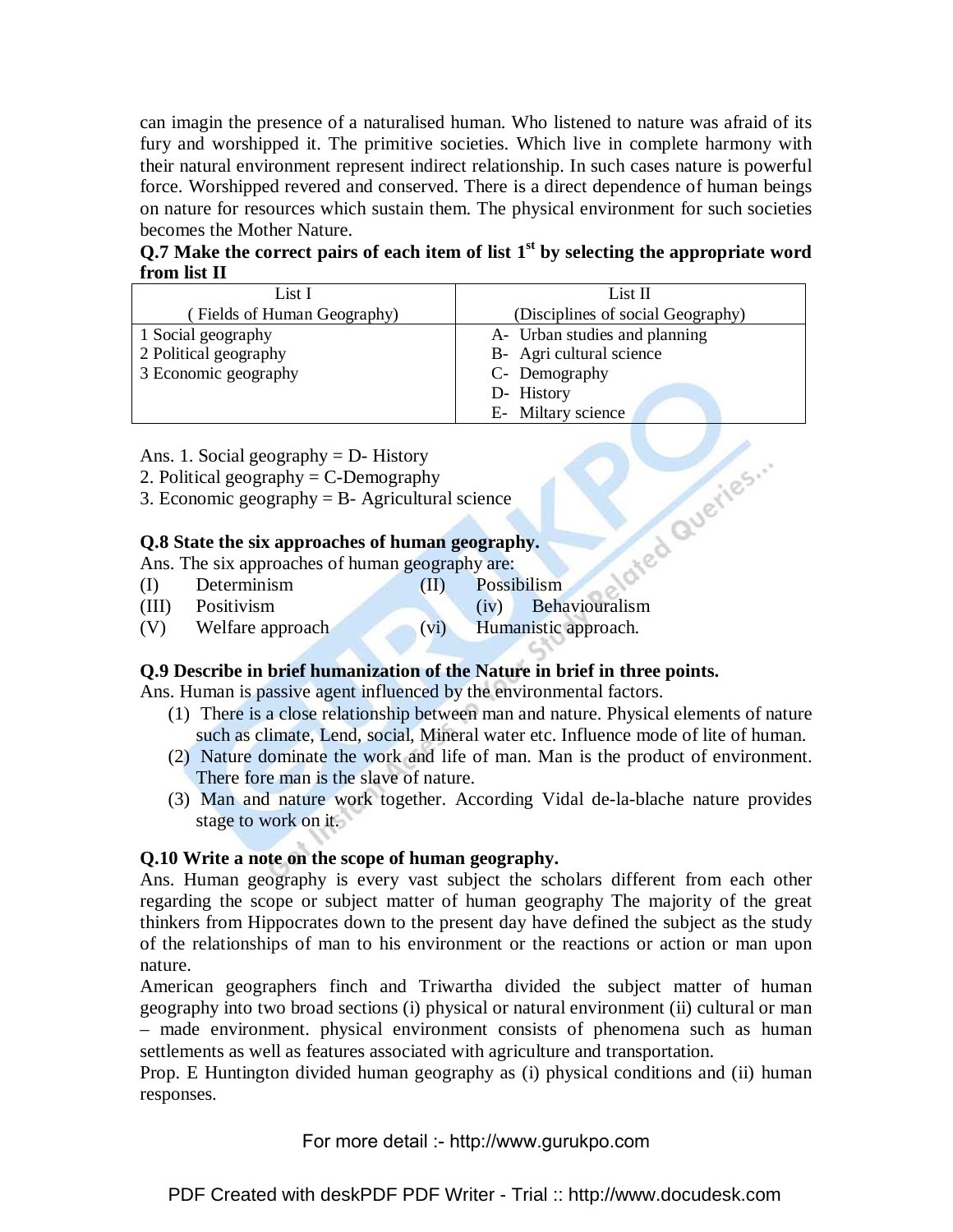can imagin the presence of a naturalised human. Who listened to nature was afraid of its fury and worshipped it. The primitive societies. Which live in complete harmony with their natural environment represent indirect relationship. In such cases nature is powerful force. Worshipped revered and conserved. There is a direct dependence of human beings on nature for resources which sustain them. The physical environment for such societies becomes the Mother Nature.

**Q.7 Make the correct pairs of each item of list 1st by selecting the appropriate word from list II**

| List I<br>( Fields of Human Geography) | List II<br>(Disciplines of social Geography) |
|---|---|
| 1 Social geography<br>2 Political geography<br>3 Economic geography | A- Urban studies and planning<br>B- Agri cultural science<br>C- Demography<br>D- History<br>E- Miltary science |

Ans. 1. Social geography = D- History
2. Political geography = C-Demography
3. Economic geography = B- Agricultural science

**Q.8 State the six approaches of human geography.**

Ans. The six approaches of human geography are:

(I) Determinism  (II) Possibilism
(III) Positivism  (iv) Behaviouralism
(V) Welfare approach  (vi) Humanistic approach.

**Q.9 Describe in brief humanization of the Nature in brief in three points.**

Ans. Human is passive agent influenced by the environmental factors.

(1) There is a close relationship between man and nature. Physical elements of nature such as climate, Lend, social, Mineral water etc. Influence mode of lite of human.
(2) Nature dominate the work and life of man. Man is the product of environment. There fore man is the slave of nature.
(3) Man and nature work together. According Vidal de-la-blache nature provides stage to work on it.

**Q.10 Write a note on the scope of human geography.**

Ans. Human geography is every vast subject the scholars different from each other regarding the scope or subject matter of human geography The majority of the great thinkers from Hippocrates down to the present day have defined the subject as the study of the relationships of man to his environment or the reactions or action or man upon nature.

American geographers finch and Triwartha divided the subject matter of human geography into two broad sections (i) physical or natural environment (ii) cultural or man – made environment. physical environment consists of phenomena such as human settlements as well as features associated with agriculture and transportation.

Prop. E Huntington divided human geography as (i) physical conditions and (ii) human responses.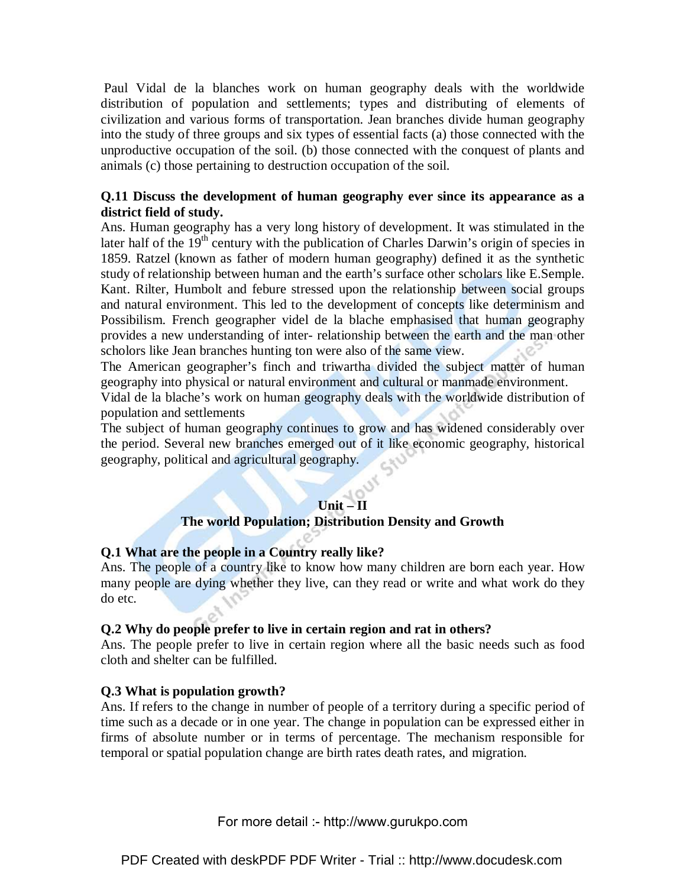Paul Vidal de la blanches work on human geography deals with the worldwide distribution of population and settlements; types and distributing of elements of civilization and various forms of transportation. Jean branches divide human geography into the study of three groups and six types of essential facts (a) those connected with the unproductive occupation of the soil. (b) those connected with the conquest of plants and animals (c) those pertaining to destruction occupation of the soil.

**Q.11 Discuss the development of human geography ever since its appearance as a district field of study.**

Ans. Human geography has a very long history of development. It was stimulated in the later half of the 19th century with the publication of Charles Darwin's origin of species in 1859. Ratzel (known as father of modern human geography) defined it as the synthetic study of relationship between human and the earth's surface other scholars like E.Semple. Kant. Rilter, Humbolt and febure stressed upon the relationship between social groups and natural environment. This led to the development of concepts like determinism and Possibilism. French geographer videl de la blache emphasised that human geography provides a new understanding of inter- relationship between the earth and the man other scholors like Jean branches hunting ton were also of the same view.

The American geographer's finch and triwartha divided the subject matter of human geography into physical or natural environment and cultural or manmade environment.

Vidal de la blache's work on human geography deals with the worldwide distribution of population and settlements

The subject of human geography continues to grow and has widened considerably over the period. Several new branches emerged out of it like economic geography, historical geography, political and agricultural geography.

## Unit – II
## The world Population; Distribution Density and Growth

**Q.1 What are the people in a Country really like?**

Ans. The people of a country like to know how many children are born each year. How many people are dying whether they live, can they read or write and what work do they do etc.

**Q.2 Why do people prefer to live in certain region and rat in others?**

Ans. The people prefer to live in certain region where all the basic needs such as food cloth and shelter can be fulfilled.

**Q.3 What is population growth?**

Ans. If refers to the change in number of people of a territory during a specific period of time such as a decade or in one year. The change in population can be expressed either in firms of absolute number or in terms of percentage. The mechanism responsible for temporal or spatial population change are birth rates death rates, and migration.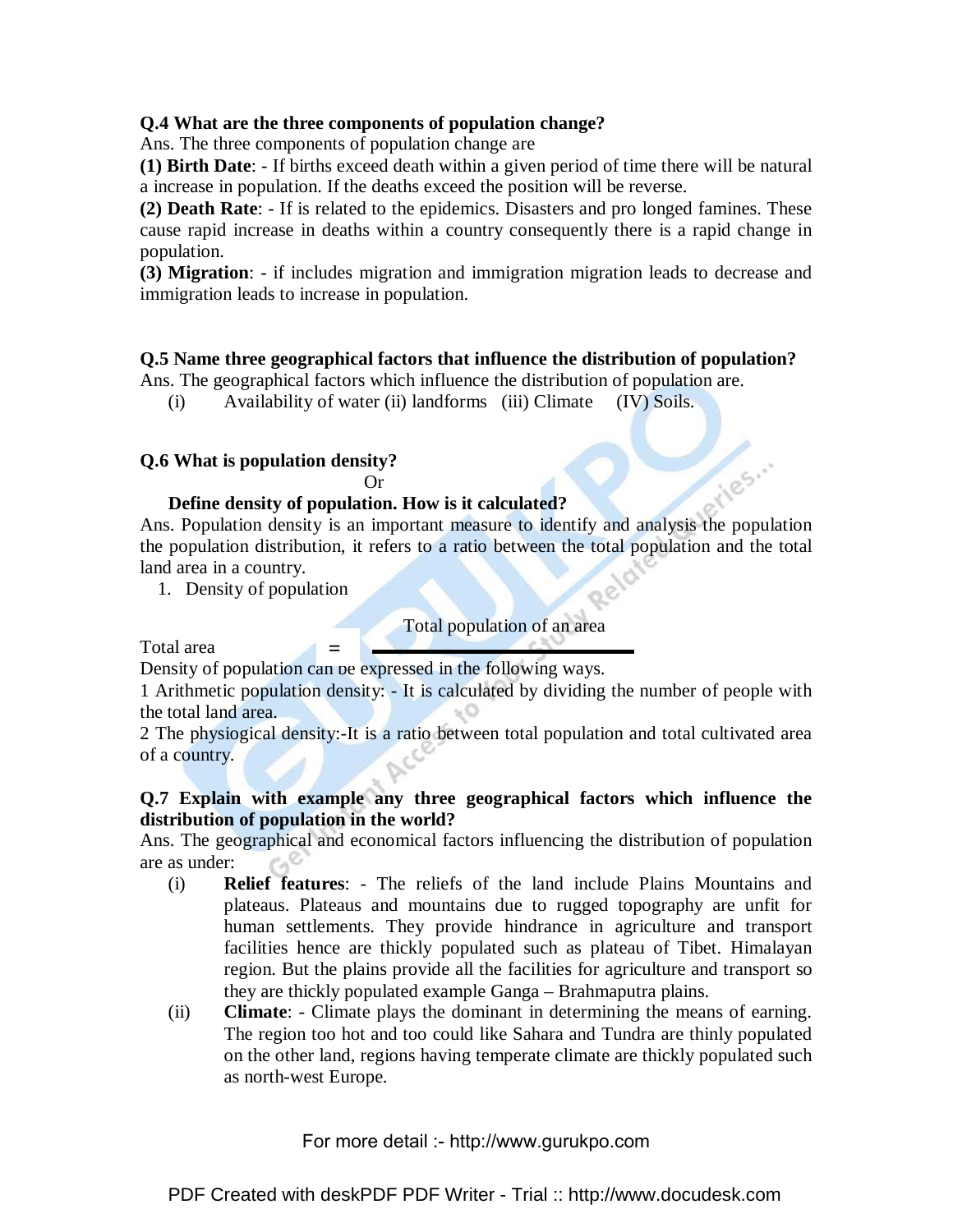**Q.4 What are the three components of population change?**

Ans. The three components of population change are

**(1) Birth Date**: - If births exceed death within a given period of time there will be natural a increase in population. If the deaths exceed the position will be reverse.

**(2) Death Rate**: - If is related to the epidemics. Disasters and pro longed famines. These cause rapid increase in deaths within a country consequently there is a rapid change in population.

**(3) Migration**: - if includes migration and immigration migration leads to decrease and immigration leads to increase in population.

**Q.5 Name three geographical factors that influence the distribution of population?**

Ans. The geographical factors which influence the distribution of population are.

(i) Availability of water (ii) landforms (iii) Climate (IV) Soils.

**Q.6 What is population density?**

Or

**Define density of population. How is it calculated?**

Ans. Population density is an important measure to identify and analysis the population the population distribution, it refers to a ratio between the total population and the total land area in a country.

1. Density of population

$$= \frac{\text{Total population of an area}}{\text{Total area}}$$

Density of population can be expressed in the following ways.

1 Arithmetic population density: - It is calculated by dividing the number of people with the total land area.

2 The physiogical density:-It is a ratio between total population and total cultivated area of a country.

**Q.7 Explain with example any three geographical factors which influence the distribution of population in the world?**

Ans. The geographical and economical factors influencing the distribution of population are as under:

(i) **Relief features**: - The reliefs of the land include Plains Mountains and plateaus. Plateaus and mountains due to rugged topography are unfit for human settlements. They provide hindrance in agriculture and transport facilities hence are thickly populated such as plateau of Tibet. Himalayan region. But the plains provide all the facilities for agriculture and transport so they are thickly populated example Ganga – Brahmaputra plains.

(ii) **Climate**: - Climate plays the dominant in determining the means of earning. The region too hot and too could like Sahara and Tundra are thinly populated on the other land, regions having temperate climate are thickly populated such as north-west Europe.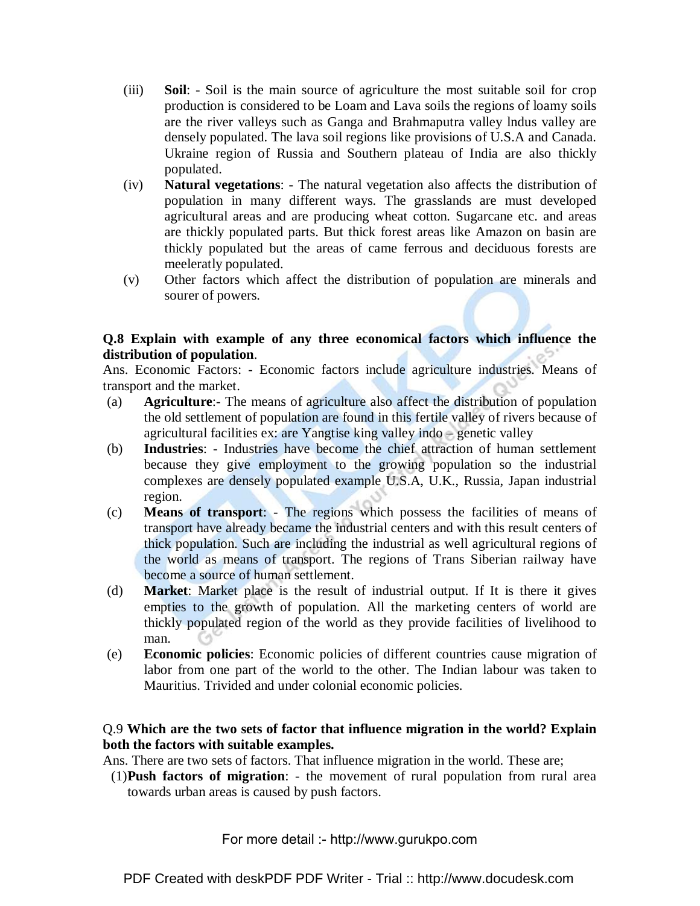(iii) **Soil**: - Soil is the main source of agriculture the most suitable soil for crop production is considered to be Loam and Lava soils the regions of loamy soils are the river valleys such as Ganga and Brahmaputra valley lndus valley are densely populated. The lava soil regions like provisions of U.S.A and Canada. Ukraine region of Russia and Southern plateau of India are also thickly populated.

(iv) **Natural vegetations**: - The natural vegetation also affects the distribution of population in many different ways. The grasslands are must developed agricultural areas and are producing wheat cotton. Sugarcane etc. and areas are thickly populated parts. But thick forest areas like Amazon on basin are thickly populated but the areas of came ferrous and deciduous forests are meeleratly populated.

(v) Other factors which affect the distribution of population are minerals and sourer of powers.

**Q.8 Explain with example of any three economical factors which influence the distribution of population**.

Ans. Economic Factors: - Economic factors include agriculture industries. Means of transport and the market.

(a) **Agriculture**:- The means of agriculture also affect the distribution of population the old settlement of population are found in this fertile valley of rivers because of agricultural facilities ex: are Yangtise king valley indo – genetic valley

(b) **Industries**: - Industries have become the chief attraction of human settlement because they give employment to the growing population so the industrial complexes are densely populated example U.S.A, U.K., Russia, Japan industrial region.

(c) **Means of transport**: - The regions which possess the facilities of means of transport have already became the industrial centers and with this result centers of thick population. Such are including the industrial as well agricultural regions of the world as means of transport. The regions of Trans Siberian railway have become a source of human settlement.

(d) **Market**: Market place is the result of industrial output. If It is there it gives empties to the growth of population. All the marketing centers of world are thickly populated region of the world as they provide facilities of livelihood to man.

(e) **Economic policies**: Economic policies of different countries cause migration of labor from one part of the world to the other. The Indian labour was taken to Mauritius. Trivided and under colonial economic policies.

Q.9 **Which are the two sets of factor that influence migration in the world? Explain both the factors with suitable examples.**

Ans. There are two sets of factors. That influence migration in the world. These are;

(1) **Push factors of migration**: - the movement of rural population from rural area towards urban areas is caused by push factors.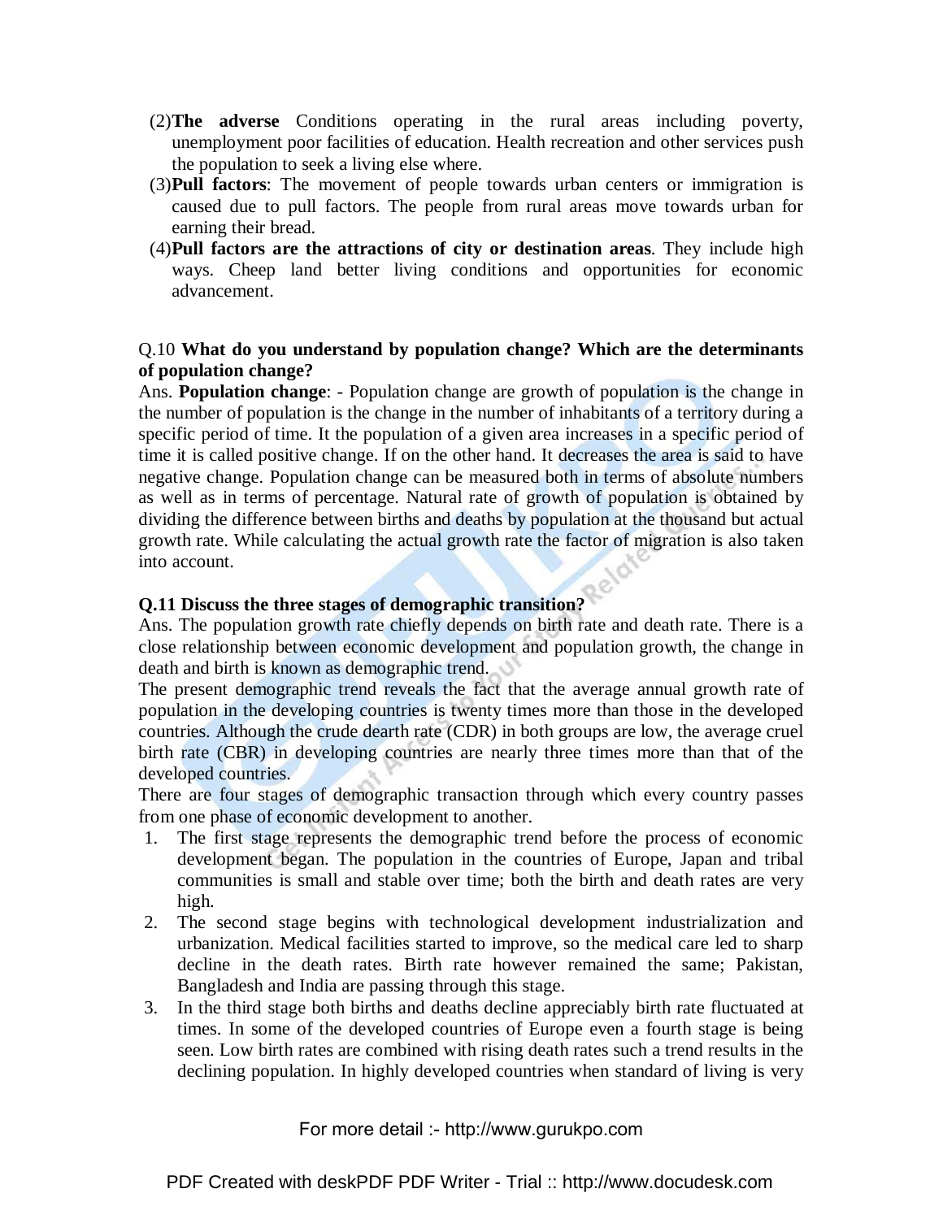(2)**The adverse** Conditions operating in the rural areas including poverty, unemployment poor facilities of education. Health recreation and other services push the population to seek a living else where.

(3)**Pull factors**: The movement of people towards urban centers or immigration is caused due to pull factors. The people from rural areas move towards urban for earning their bread.

(4)**Pull factors are the attractions of city or destination areas**. They include high ways. Cheep land better living conditions and opportunities for economic advancement.

Q.10 **What do you understand by population change? Which are the determinants of population change?**

Ans. **Population change**: - Population change are growth of population is the change in the number of population is the change in the number of inhabitants of a territory during a specific period of time. It the population of a given area increases in a specific period of time it is called positive change. If on the other hand. It decreases the area is said to have negative change. Population change can be measured both in terms of absolute numbers as well as in terms of percentage. Natural rate of growth of population is obtained by dividing the difference between births and deaths by population at the thousand but actual growth rate. While calculating the actual growth rate the factor of migration is also taken into account.

**Q.11 Discuss the three stages of demographic transition?**

Ans. The population growth rate chiefly depends on birth rate and death rate. There is a close relationship between economic development and population growth, the change in death and birth is known as demographic trend.

The present demographic trend reveals the fact that the average annual growth rate of population in the developing countries is twenty times more than those in the developed countries. Although the crude dearth rate (CDR) in both groups are low, the average cruel birth rate (CBR) in developing countries are nearly three times more than that of the developed countries.

There are four stages of demographic transaction through which every country passes from one phase of economic development to another.

1. The first stage represents the demographic trend before the process of economic development began. The population in the countries of Europe, Japan and tribal communities is small and stable over time; both the birth and death rates are very high.
2. The second stage begins with technological development industrialization and urbanization. Medical facilities started to improve, so the medical care led to sharp decline in the death rates. Birth rate however remained the same; Pakistan, Bangladesh and India are passing through this stage.
3. In the third stage both births and deaths decline appreciably birth rate fluctuated at times. In some of the developed countries of Europe even a fourth stage is being seen. Low birth rates are combined with rising death rates such a trend results in the declining population. In highly developed countries when standard of living is very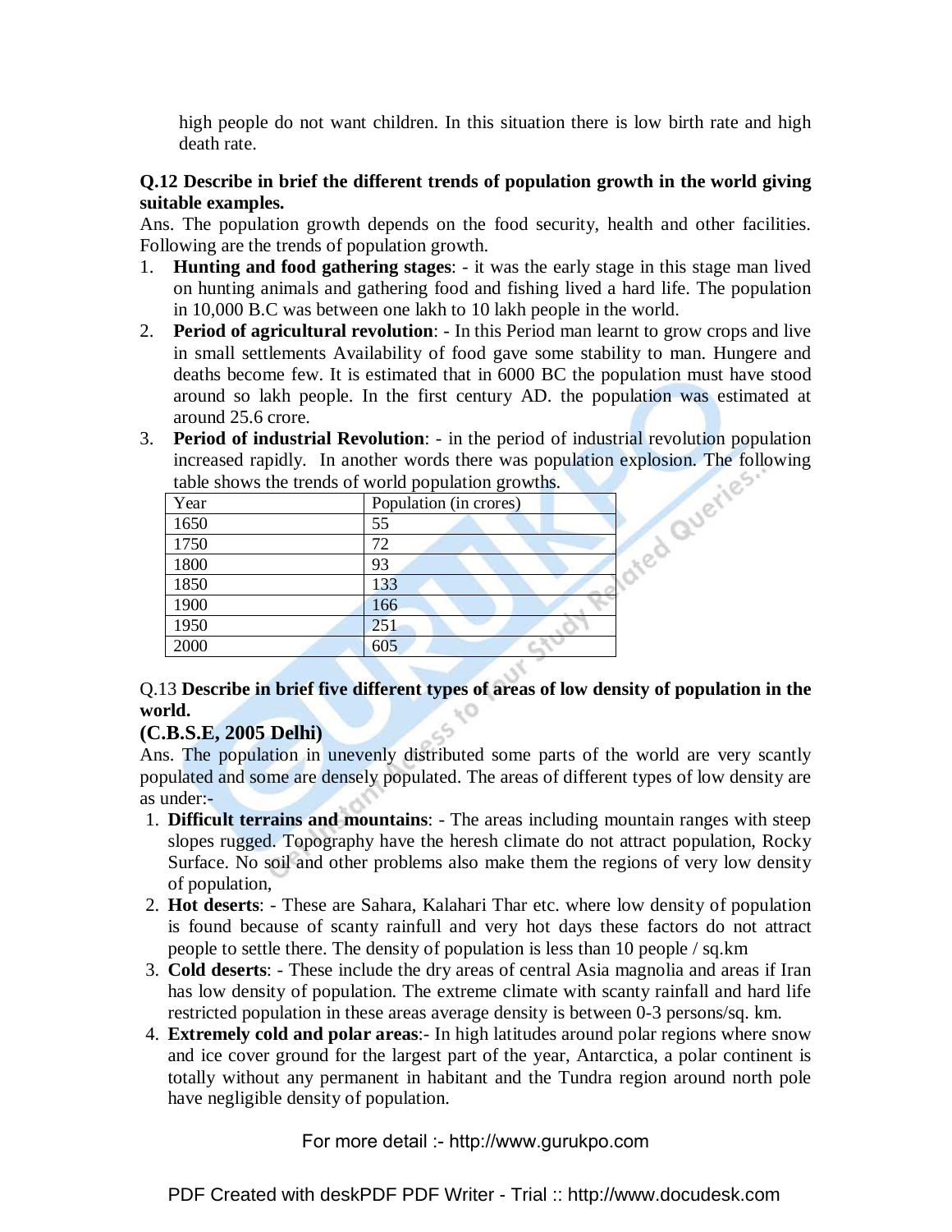high people do not want children. In this situation there is low birth rate and high death rate.

**Q.12 Describe in brief the different trends of population growth in the world giving suitable examples.**

Ans. The population growth depends on the food security, health and other facilities. Following are the trends of population growth.

1. **Hunting and food gathering stages**: - it was the early stage in this stage man lived on hunting animals and gathering food and fishing lived a hard life. The population in 10,000 B.C was between one lakh to 10 lakh people in the world.
2. **Period of agricultural revolution**: - In this Period man learnt to grow crops and live in small settlements Availability of food gave some stability to man. Hungere and deaths become few. It is estimated that in 6000 BC the population must have stood around so lakh people. In the first century AD. the population was estimated at around 25.6 crore.
3. **Period of industrial Revolution**: - in the period of industrial revolution population increased rapidly. In another words there was population explosion. The following table shows the trends of world population growths.

| Year | Population (in crores) |
|---|---|
| 1650 | 55 |
| 1750 | 72 |
| 1800 | 93 |
| 1850 | 133 |
| 1900 | 166 |
| 1950 | 251 |
| 2000 | 605 |

Q.13 **Describe in brief five different types of areas of low density of population in the world.**

**(C.B.S.E, 2005 Delhi)**

Ans. The population in unevenly distributed some parts of the world are very scantly populated and some are densely populated. The areas of different types of low density are as under:-

1. **Difficult terrains and mountains**: - The areas including mountain ranges with steep slopes rugged. Topography have the heresh climate do not attract population, Rocky Surface. No soil and other problems also make them the regions of very low density of population,
2. **Hot deserts**: - These are Sahara, Kalahari Thar etc. where low density of population is found because of scanty rainfull and very hot days these factors do not attract people to settle there. The density of population is less than 10 people / sq.km
3. **Cold deserts**: - These include the dry areas of central Asia magnolia and areas if Iran has low density of population. The extreme climate with scanty rainfall and hard life restricted population in these areas average density is between 0-3 persons/sq. km.
4. **Extremely cold and polar areas**:- In high latitudes around polar regions where snow and ice cover ground for the largest part of the year, Antarctica, a polar continent is totally without any permanent in habitant and the Tundra region around north pole have negligible density of population.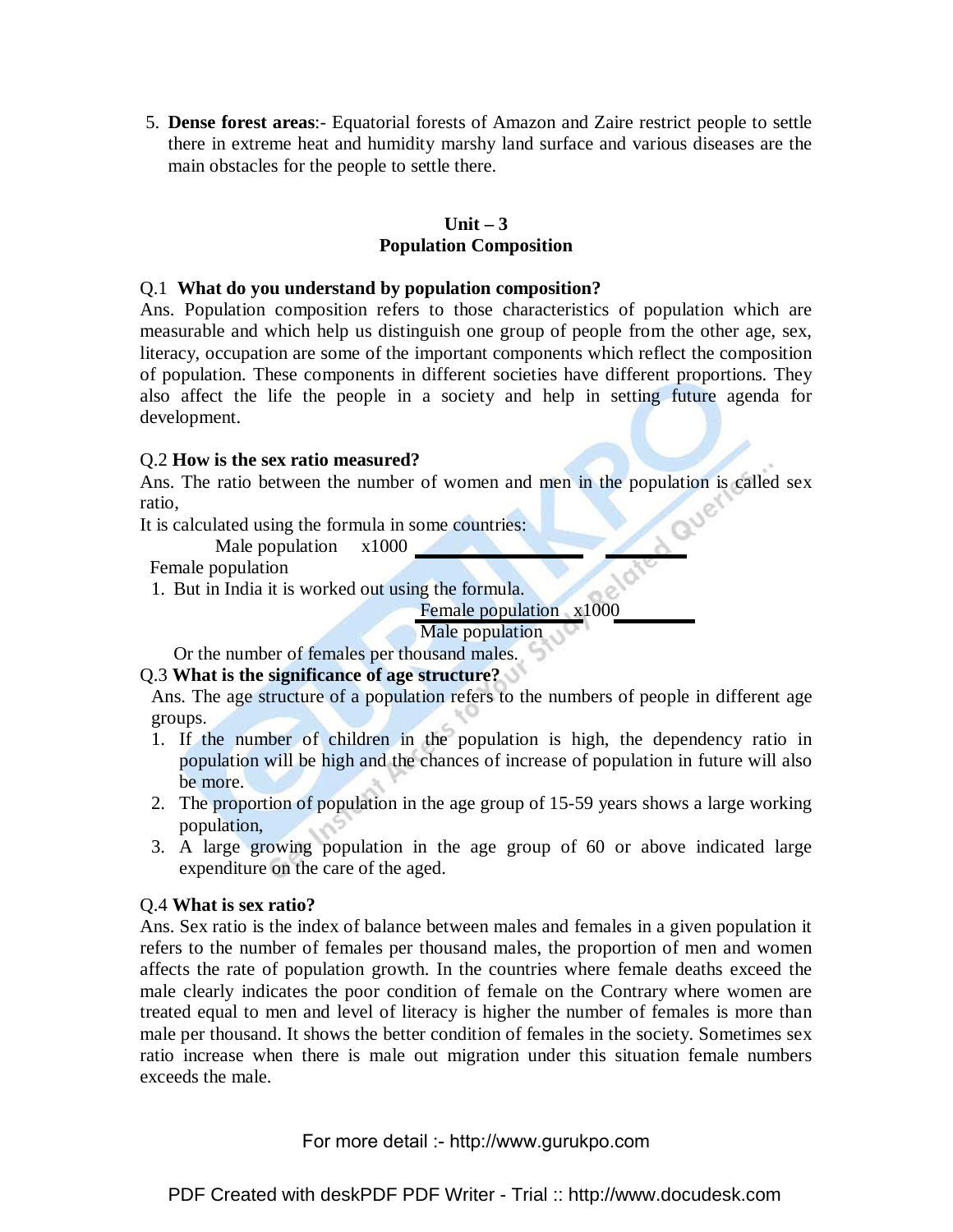5. **Dense forest areas**:- Equatorial forests of Amazon and Zaire restrict people to settle there in extreme heat and humidity marshy land surface and various diseases are the main obstacles for the people to settle there.

## Unit – 3
## Population Composition

Q.1 **What do you understand by population composition?**

Ans. Population composition refers to those characteristics of population which are measurable and which help us distinguish one group of people from the other age, sex, literacy, occupation are some of the important components which reflect the composition of population. These components in different societies have different proportions. They also affect the life the people in a society and help in setting future agenda for development.

Q.2 **How is the sex ratio measured?**

Ans. The ratio between the number of women and men in the population is called sex ratio,

It is calculated using the formula in some countries:

$$\frac{\text{Male population}}{\text{Female population}} \times 1000$$

1. But in India it is worked out using the formula.

$$\frac{\text{Female population}}{\text{Male population}} \times 1000$$

Or the number of females per thousand males.

Q.3 **What is the significance of age structure?**

Ans. The age structure of a population refers to the numbers of people in different age groups.

1. If the number of children in the population is high, the dependency ratio in population will be high and the chances of increase of population in future will also be more.
2. The proportion of population in the age group of 15-59 years shows a large working population,
3. A large growing population in the age group of 60 or above indicated large expenditure on the care of the aged.

Q.4 **What is sex ratio?**

Ans. Sex ratio is the index of balance between males and females in a given population it refers to the number of females per thousand males, the proportion of men and women affects the rate of population growth. In the countries where female deaths exceed the male clearly indicates the poor condition of female on the Contrary where women are treated equal to men and level of literacy is higher the number of females is more than male per thousand. It shows the better condition of females in the society. Sometimes sex ratio increase when there is male out migration under this situation female numbers exceeds the male.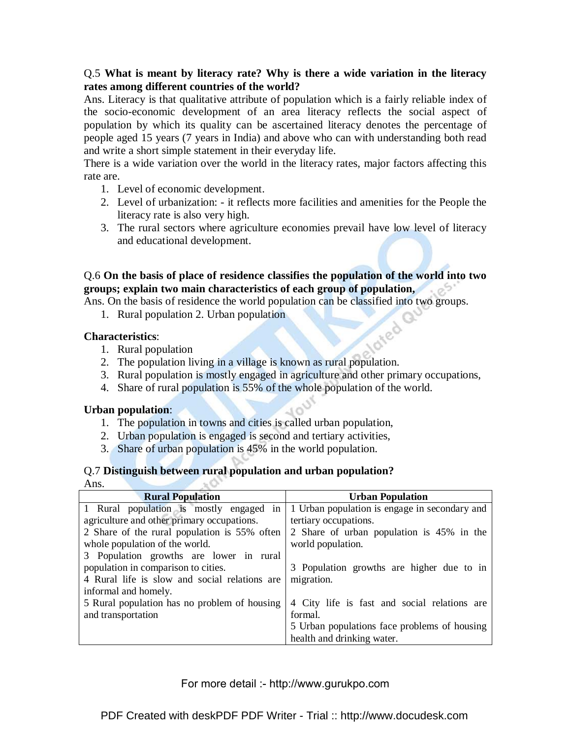Q.5 **What is meant by literacy rate? Why is there a wide variation in the literacy rates among different countries of the world?**

Ans. Literacy is that qualitative attribute of population which is a fairly reliable index of the socio-economic development of an area literacy reflects the social aspect of population by which its quality can be ascertained literacy denotes the percentage of people aged 15 years (7 years in India) and above who can with understanding both read and write a short simple statement in their everyday life.

There is a wide variation over the world in the literacy rates, major factors affecting this rate are.

1. Level of economic development.
2. Level of urbanization: - it reflects more facilities and amenities for the People the literacy rate is also very high.
3. The rural sectors where agriculture economies prevail have low level of literacy and educational development.

Q.6 **On the basis of place of residence classifies the population of the world into two groups; explain two main characteristics of each group of population,**

Ans. On the basis of residence the world population can be classified into two groups.

1. Rural population 2. Urban population

**Characteristics**:

1. Rural population
2. The population living in a village is known as rural population.
3. Rural population is mostly engaged in agriculture and other primary occupations,
4. Share of rural population is 55% of the whole population of the world.

**Urban population**:

1. The population in towns and cities is called urban population,
2. Urban population is engaged is second and tertiary activities,
3. Share of urban population is 45% in the world population.

Q.7 **Distinguish between rural population and urban population?**

Ans.

| Rural Population | Urban Population |
|---|---|
| 1 Rural population is mostly engaged in agriculture and other primary occupations. | 1 Urban population is engage in secondary and tertiary occupations. |
| 2 Share of the rural population is 55% often whole population of the world. | 2 Share of urban population is 45% in the world population. |
| 3 Population growths are lower in rural population in comparison to cities. | 3 Population growths are higher due to in migration. |
| 4 Rural life is slow and social relations are informal and homely. | 4 City life is fast and social relations are formal. |
| 5 Rural population has no problem of housing and transportation | 5 Urban populations face problems of housing health and drinking water. |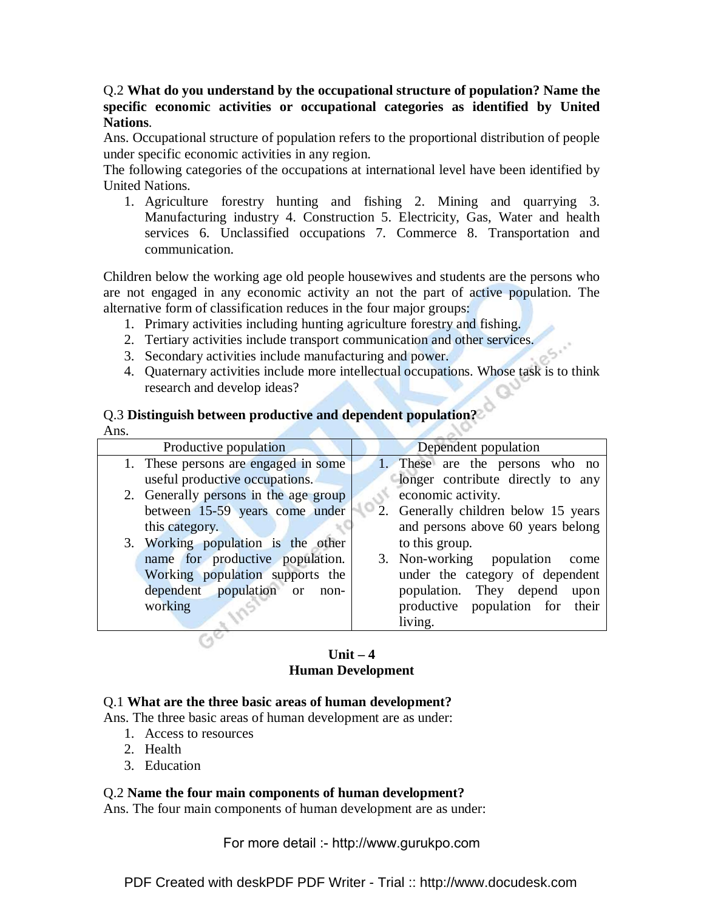Q.2 **What do you understand by the occupational structure of population? Name the specific economic activities or occupational categories as identified by United Nations**.

Ans. Occupational structure of population refers to the proportional distribution of people under specific economic activities in any region.

The following categories of the occupations at international level have been identified by United Nations.

1. Agriculture forestry hunting and fishing 2. Mining and quarrying 3. Manufacturing industry 4. Construction 5. Electricity, Gas, Water and health services 6. Unclassified occupations 7. Commerce 8. Transportation and communication.

Children below the working age old people housewives and students are the persons who are not engaged in any economic activity an not the part of active population. The alternative form of classification reduces in the four major groups:

1. Primary activities including hunting agriculture forestry and fishing.
2. Tertiary activities include transport communication and other services.
3. Secondary activities include manufacturing and power.
4. Quaternary activities include more intellectual occupations. Whose task is to think research and develop ideas?

Q.3 **Distinguish between productive and dependent population?**

Ans.

| Productive population | Dependent population |
|---|---|
| 1. These persons are engaged in some useful productive occupations.<br>2. Generally persons in the age group between 15-59 years come under this category.<br>3. Working population is the other name for productive population. Working population supports the dependent population or non-working | 1. These are the persons who no longer contribute directly to any economic activity.<br>2. Generally children below 15 years and persons above 60 years belong to this group.<br>3. Non-working population come under the category of dependent population. They depend upon productive population for their living. |

## Unit – 4
## Human Development

Q.1 **What are the three basic areas of human development?**

Ans. The three basic areas of human development are as under:

1. Access to resources
2. Health
3. Education

Q.2 **Name the four main components of human development?**

Ans. The four main components of human development are as under: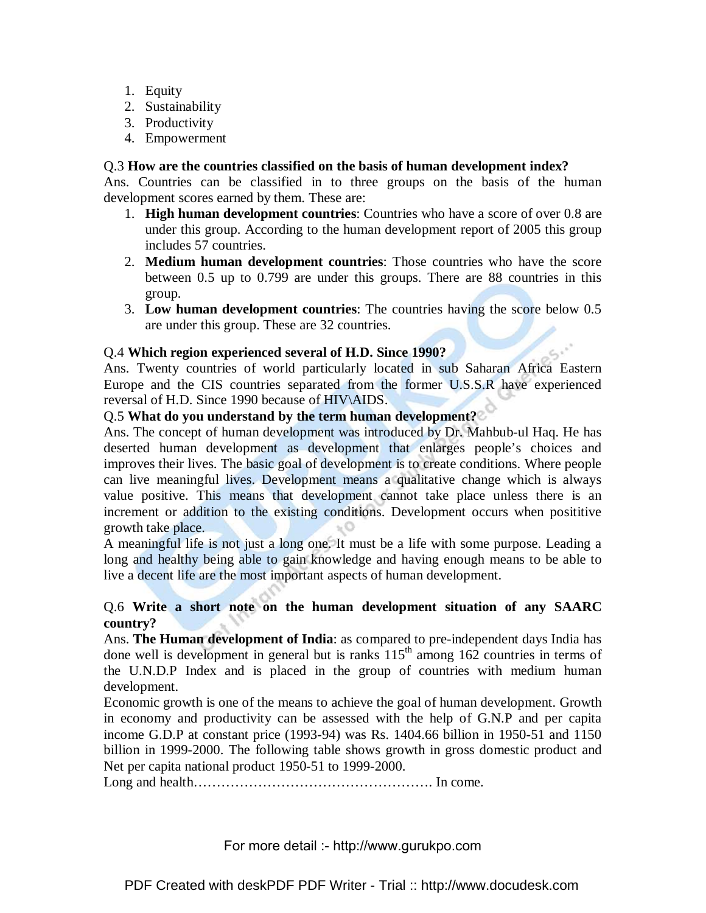1. Equity
2. Sustainability
3. Productivity
4. Empowerment

Q.3 **How are the countries classified on the basis of human development index?**

Ans. Countries can be classified in to three groups on the basis of the human development scores earned by them. These are:

1. **High human development countries**: Countries who have a score of over 0.8 are under this group. According to the human development report of 2005 this group includes 57 countries.
2. **Medium human development countries**: Those countries who have the score between 0.5 up to 0.799 are under this groups. There are 88 countries in this group.
3. **Low human development countries**: The countries having the score below 0.5 are under this group. These are 32 countries.

Q.4 **Which region experienced several of H.D. Since 1990?**

Ans. Twenty countries of world particularly located in sub Saharan Africa Eastern Europe and the CIS countries separated from the former U.S.S.R have experienced reversal of H.D. Since 1990 because of HIV\AIDS.

Q.5 **What do you understand by the term human development?**

Ans. The concept of human development was introduced by Dr. Mahbub-ul Haq. He has deserted human development as development that enlarges people's choices and improves their lives. The basic goal of development is to create conditions. Where people can live meaningful lives. Development means a qualitative change which is always value positive. This means that development cannot take place unless there is an increment or addition to the existing conditions. Development occurs when posititive growth take place.

A meaningful life is not just a long one. It must be a life with some purpose. Leading a long and healthy being able to gain knowledge and having enough means to be able to live a decent life are the most important aspects of human development.

Q.6 **Write a short note on the human development situation of any SAARC country?**

Ans. **The Human development of India**: as compared to pre-independent days India has done well is development in general but is ranks 115th among 162 countries in terms of the U.N.D.P Index and is placed in the group of countries with medium human development.

Economic growth is one of the means to achieve the goal of human development. Growth in economy and productivity can be assessed with the help of G.N.P and per capita income G.D.P at constant price (1993-94) was Rs. 1404.66 billion in 1950-51 and 1150 billion in 1999-2000. The following table shows growth in gross domestic product and Net per capita national product 1950-51 to 1999-2000.

Long and health……………………………………………. In come.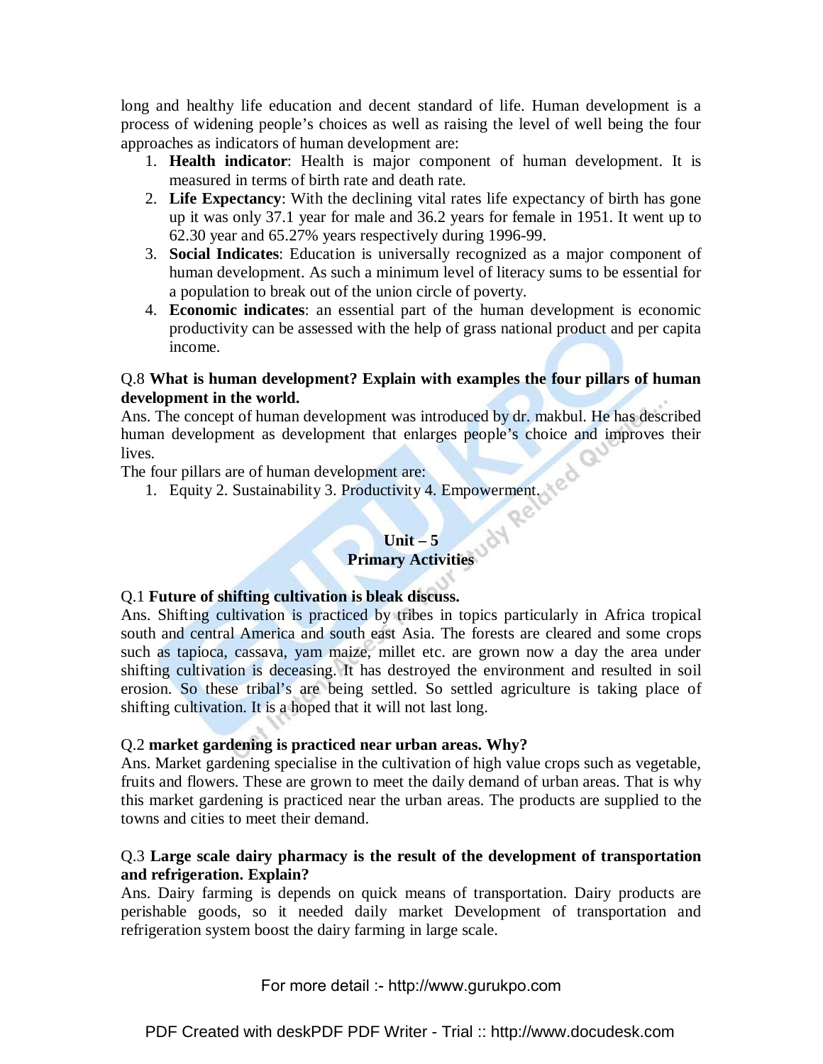long and healthy life education and decent standard of life. Human development is a process of widening people's choices as well as raising the level of well being the four approaches as indicators of human development are:

1. **Health indicator**: Health is major component of human development. It is measured in terms of birth rate and death rate.
2. **Life Expectancy**: With the declining vital rates life expectancy of birth has gone up it was only 37.1 year for male and 36.2 years for female in 1951. It went up to 62.30 year and 65.27% years respectively during 1996-99.
3. **Social Indicates**: Education is universally recognized as a major component of human development. As such a minimum level of literacy sums to be essential for a population to break out of the union circle of poverty.
4. **Economic indicates**: an essential part of the human development is economic productivity can be assessed with the help of grass national product and per capita income.

Q.8 **What is human development? Explain with examples the four pillars of human development in the world.**

Ans. The concept of human development was introduced by dr. makbul. He has described human development as development that enlarges people's choice and improves their lives.

The four pillars are of human development are:

1. Equity 2. Sustainability 3. Productivity 4. Empowerment.

## Unit – 5
## Primary Activities

Q.1 **Future of shifting cultivation is bleak discuss.**

Ans. Shifting cultivation is practiced by tribes in topics particularly in Africa tropical south and central America and south east Asia. The forests are cleared and some crops such as tapioca, cassava, yam maize, millet etc. are grown now a day the area under shifting cultivation is deceasing. It has destroyed the environment and resulted in soil erosion. So these tribal's are being settled. So settled agriculture is taking place of shifting cultivation. It is a hoped that it will not last long.

Q.2 **market gardening is practiced near urban areas. Why?**

Ans. Market gardening specialise in the cultivation of high value crops such as vegetable, fruits and flowers. These are grown to meet the daily demand of urban areas. That is why this market gardening is practiced near the urban areas. The products are supplied to the towns and cities to meet their demand.

Q.3 **Large scale dairy pharmacy is the result of the development of transportation and refrigeration. Explain?**

Ans. Dairy farming is depends on quick means of transportation. Dairy products are perishable goods, so it needed daily market Development of transportation and refrigeration system boost the dairy farming in large scale.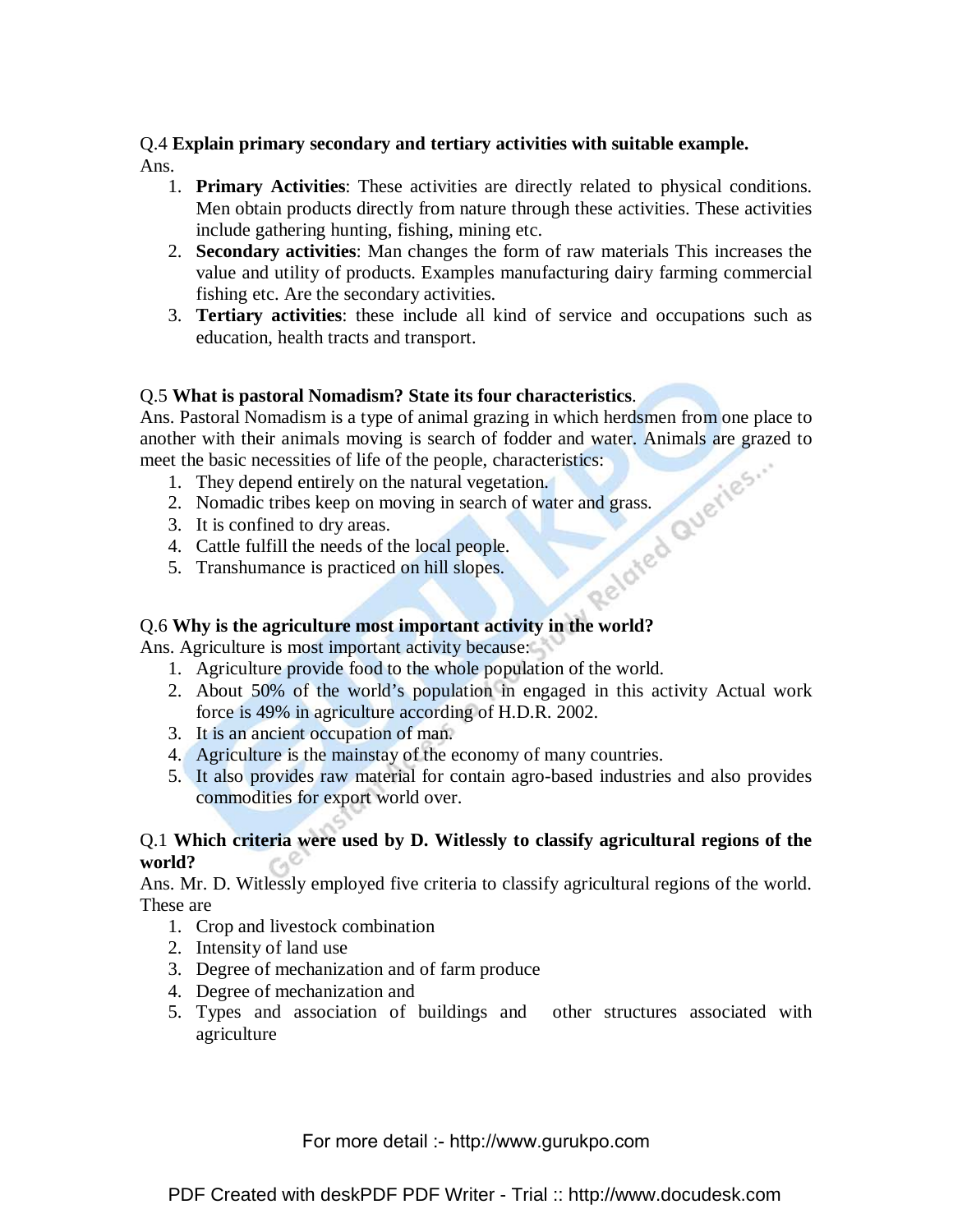Q.4 **Explain primary secondary and tertiary activities with suitable example.**

Ans.

1. **Primary Activities**: These activities are directly related to physical conditions. Men obtain products directly from nature through these activities. These activities include gathering hunting, fishing, mining etc.
2. **Secondary activities**: Man changes the form of raw materials This increases the value and utility of products. Examples manufacturing dairy farming commercial fishing etc. Are the secondary activities.
3. **Tertiary activities**: these include all kind of service and occupations such as education, health tracts and transport.

Q.5 **What is pastoral Nomadism? State its four characteristics**.

Ans. Pastoral Nomadism is a type of animal grazing in which herdsmen from one place to another with their animals moving is search of fodder and water. Animals are grazed to meet the basic necessities of life of the people, characteristics:

1. They depend entirely on the natural vegetation.
2. Nomadic tribes keep on moving in search of water and grass.
3. It is confined to dry areas.
4. Cattle fulfill the needs of the local people.
5. Transhumance is practiced on hill slopes.

Q.6 **Why is the agriculture most important activity in the world?**

Ans. Agriculture is most important activity because:

1. Agriculture provide food to the whole population of the world.
2. About 50% of the world's population in engaged in this activity Actual work force is 49% in agriculture according of H.D.R. 2002.
3. It is an ancient occupation of man.
4. Agriculture is the mainstay of the economy of many countries.
5. It also provides raw material for contain agro-based industries and also provides commodities for export world over.

Q.1 **Which criteria were used by D. Witlessly to classify agricultural regions of the world?**

Ans. Mr. D. Witlessly employed five criteria to classify agricultural regions of the world. These are

1. Crop and livestock combination
2. Intensity of land use
3. Degree of mechanization and of farm produce
4. Degree of mechanization and
5. Types and association of buildings and other structures associated with agriculture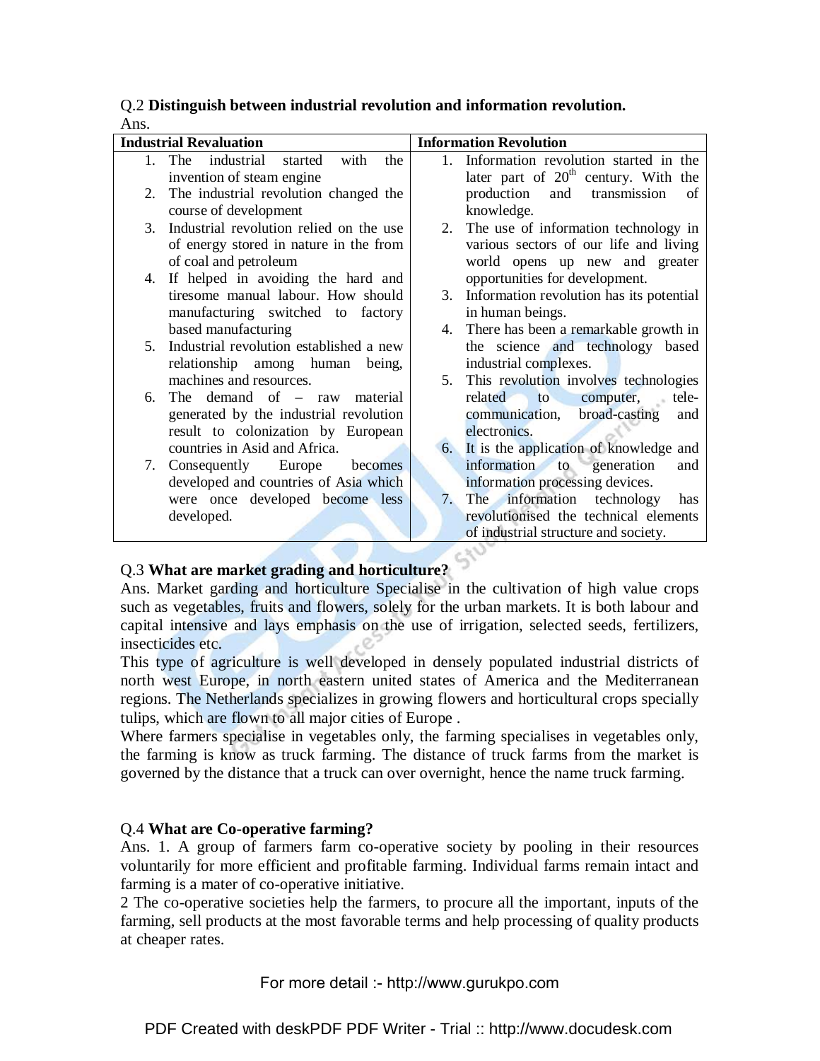Q.2 **Distinguish between industrial revolution and information revolution.**

Ans.

| Industrial Revaluation | Information Revolution |
|---|---|
| 1. The industrial started with the invention of steam engine<br>2. The industrial revolution changed the course of development<br>3. Industrial revolution relied on the use of energy stored in nature in the from of coal and petroleum<br>4. If helped in avoiding the hard and tiresome manual labour. How should manufacturing switched to factory based manufacturing<br>5. Industrial revolution established a new relationship among human being, machines and resources.<br>6. The demand of – raw material generated by the industrial revolution result to colonization by European countries in Asid and Africa.<br>7. Consequently Europe becomes developed and countries of Asia which were once developed become less developed. | 1. Information revolution started in the later part of 20[th] century. With the production and transmission of knowledge.<br>2. The use of information technology in various sectors of our life and living world opens up new and greater opportunities for development.<br>3. Information revolution has its potential in human beings.<br>4. There has been a remarkable growth in the science and technology based industrial complexes.<br>5. This revolution involves technologies related to computer, tele-communication, broad-casting and electronics.<br>6. It is the application of knowledge and information to generation and information processing devices.<br>7. The information technology has revolutionised the technical elements of industrial structure and society. |

Q.3 **What are market grading and horticulture?**

Ans. Market garding and horticulture Specialise in the cultivation of high value crops such as vegetables, fruits and flowers, solely for the urban markets. It is both labour and capital intensive and lays emphasis on the use of irrigation, selected seeds, fertilizers, insecticides etc.

This type of agriculture is well developed in densely populated industrial districts of north west Europe, in north eastern united states of America and the Mediterranean regions. The Netherlands specializes in growing flowers and horticultural crops specially tulips, which are flown to all major cities of Europe .

Where farmers specialise in vegetables only, the farming specialises in vegetables only, the farming is know as truck farming. The distance of truck farms from the market is governed by the distance that a truck can over overnight, hence the name truck farming.

Q.4 **What are Co-operative farming?**

Ans. 1. A group of farmers farm co-operative society by pooling in their resources voluntarily for more efficient and profitable farming. Individual farms remain intact and farming is a mater of co-operative initiative.

2 The co-operative societies help the farmers, to procure all the important, inputs of the farming, sell products at the most favorable terms and help processing of quality products at cheaper rates.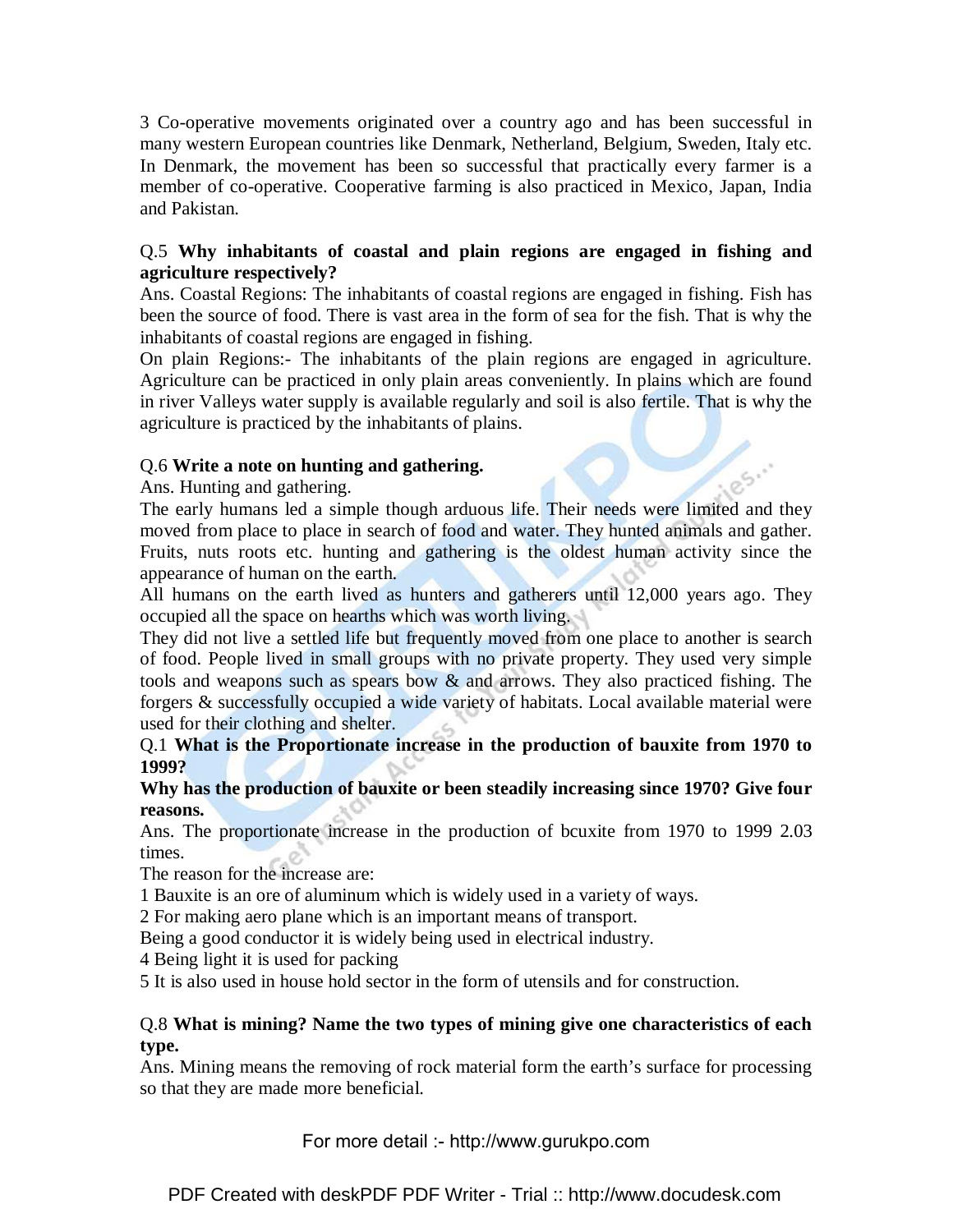3 Co-operative movements originated over a country ago and has been successful in many western European countries like Denmark, Netherland, Belgium, Sweden, Italy etc. In Denmark, the movement has been so successful that practically every farmer is a member of co-operative. Cooperative farming is also practiced in Mexico, Japan, India and Pakistan.

Q.5 **Why inhabitants of coastal and plain regions are engaged in fishing and agriculture respectively?**

Ans. Coastal Regions: The inhabitants of coastal regions are engaged in fishing. Fish has been the source of food. There is vast area in the form of sea for the fish. That is why the inhabitants of coastal regions are engaged in fishing.

On plain Regions:- The inhabitants of the plain regions are engaged in agriculture. Agriculture can be practiced in only plain areas conveniently. In plains which are found in river Valleys water supply is available regularly and soil is also fertile. That is why the agriculture is practiced by the inhabitants of plains.

Q.6 **Write a note on hunting and gathering.**

Ans. Hunting and gathering.

The early humans led a simple though arduous life. Their needs were limited and they moved from place to place in search of food and water. They hunted animals and gather. Fruits, nuts roots etc. hunting and gathering is the oldest human activity since the appearance of human on the earth.

All humans on the earth lived as hunters and gatherers until 12,000 years ago. They occupied all the space on hearths which was worth living.

They did not live a settled life but frequently moved from one place to another is search of food. People lived in small groups with no private property. They used very simple tools and weapons such as spears bow & and arrows. They also practiced fishing. The forgers & successfully occupied a wide variety of habitats. Local available material were used for their clothing and shelter.

Q.1 **What is the Proportionate increase in the production of bauxite from 1970 to 1999?**

**Why has the production of bauxite or been steadily increasing since 1970? Give four reasons.**

Ans. The proportionate increase in the production of bcuxite from 1970 to 1999 2.03 times.

The reason for the increase are:

1 Bauxite is an ore of aluminum which is widely used in a variety of ways.

2 For making aero plane which is an important means of transport.

Being a good conductor it is widely being used in electrical industry.

4 Being light it is used for packing

5 It is also used in house hold sector in the form of utensils and for construction.

Q.8 **What is mining? Name the two types of mining give one characteristics of each type.**

Ans. Mining means the removing of rock material form the earth's surface for processing so that they are made more beneficial.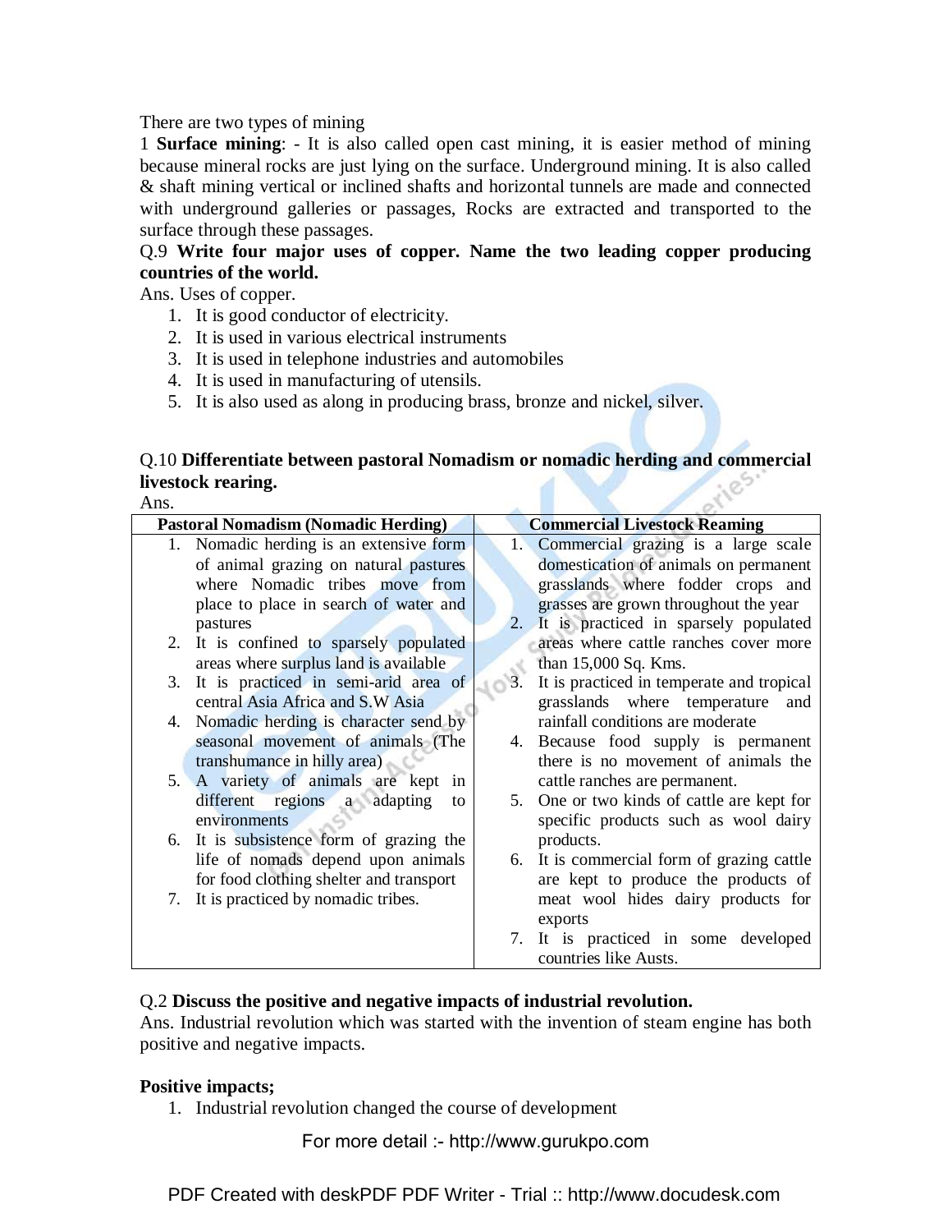There are two types of mining

1 **Surface mining**: - It is also called open cast mining, it is easier method of mining because mineral rocks are just lying on the surface. Underground mining. It is also called & shaft mining vertical or inclined shafts and horizontal tunnels are made and connected with underground galleries or passages, Rocks are extracted and transported to the surface through these passages.

Q.9 **Write four major uses of copper. Name the two leading copper producing countries of the world.**

Ans. Uses of copper.

1. It is good conductor of electricity.
2. It is used in various electrical instruments
3. It is used in telephone industries and automobiles
4. It is used in manufacturing of utensils.
5. It is also used as along in producing brass, bronze and nickel, silver.

Q.10 **Differentiate between pastoral Nomadism or nomadic herding and commercial livestock rearing.**

Ans.

| Pastoral Nomadism (Nomadic Herding) | Commercial Livestock Reaming |
|---|---|
| 1. Nomadic herding is an extensive form of animal grazing on natural pastures where Nomadic tribes move from place to place in search of water and pastures | 1. Commercial grazing is a large scale domestication of animals on permanent grasslands where fodder crops and grasses are grown throughout the year |
| 2. It is confined to sparsely populated areas where surplus land is available | 2. It is practiced in sparsely populated areas where cattle ranches cover more than 15,000 Sq. Kms. |
| 3. It is practiced in semi-arid area of central Asia Africa and S.W Asia | 3. It is practiced in temperate and tropical grasslands where temperature and rainfall conditions are moderate |
| 4. Nomadic herding is character send by seasonal movement of animals (The transhumance in hilly area) | 4. Because food supply is permanent there is no movement of animals the cattle ranches are permanent. |
| 5. A variety of animals are kept in different regions a adapting to environments | 5. One or two kinds of cattle are kept for specific products such as wool dairy products. |
| 6. It is subsistence form of grazing the life of nomads depend upon animals for food clothing shelter and transport | 6. It is commercial form of grazing cattle are kept to produce the products of meat wool hides dairy products for exports |
| 7. It is practiced by nomadic tribes. | 7. It is practiced in some developed countries like Austs. |

Q.2 **Discuss the positive and negative impacts of industrial revolution.**

Ans. Industrial revolution which was started with the invention of steam engine has both positive and negative impacts.

**Positive impacts;**

1. Industrial revolution changed the course of development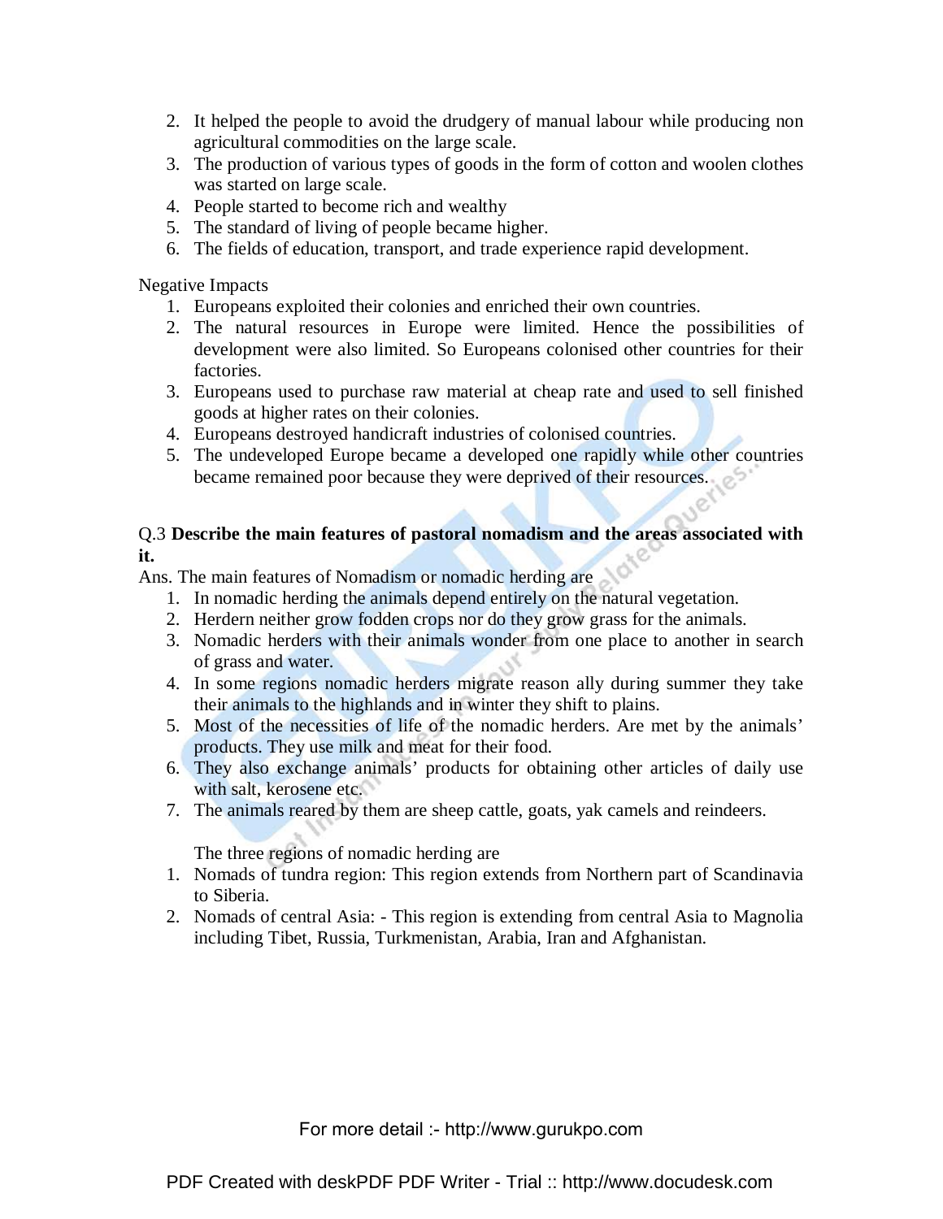2. It helped the people to avoid the drudgery of manual labour while producing non agricultural commodities on the large scale.
3. The production of various types of goods in the form of cotton and woolen clothes was started on large scale.
4. People started to become rich and wealthy
5. The standard of living of people became higher.
6. The fields of education, transport, and trade experience rapid development.

Negative Impacts

1. Europeans exploited their colonies and enriched their own countries.
2. The natural resources in Europe were limited. Hence the possibilities of development were also limited. So Europeans colonised other countries for their factories.
3. Europeans used to purchase raw material at cheap rate and used to sell finished goods at higher rates on their colonies.
4. Europeans destroyed handicraft industries of colonised countries.
5. The undeveloped Europe became a developed one rapidly while other countries became remained poor because they were deprived of their resources.

Q.3 **Describe the main features of pastoral nomadism and the areas associated with it.**

Ans. The main features of Nomadism or nomadic herding are

1. In nomadic herding the animals depend entirely on the natural vegetation.
2. Herdern neither grow fodden crops nor do they grow grass for the animals.
3. Nomadic herders with their animals wonder from one place to another in search of grass and water.
4. In some regions nomadic herders migrate reason ally during summer they take their animals to the highlands and in winter they shift to plains.
5. Most of the necessities of life of the nomadic herders. Are met by the animals' products. They use milk and meat for their food.
6. They also exchange animals' products for obtaining other articles of daily use with salt, kerosene etc.
7. The animals reared by them are sheep cattle, goats, yak camels and reindeers.

The three regions of nomadic herding are

1. Nomads of tundra region: This region extends from Northern part of Scandinavia to Siberia.
2. Nomads of central Asia: - This region is extending from central Asia to Magnolia including Tibet, Russia, Turkmenistan, Arabia, Iran and Afghanistan.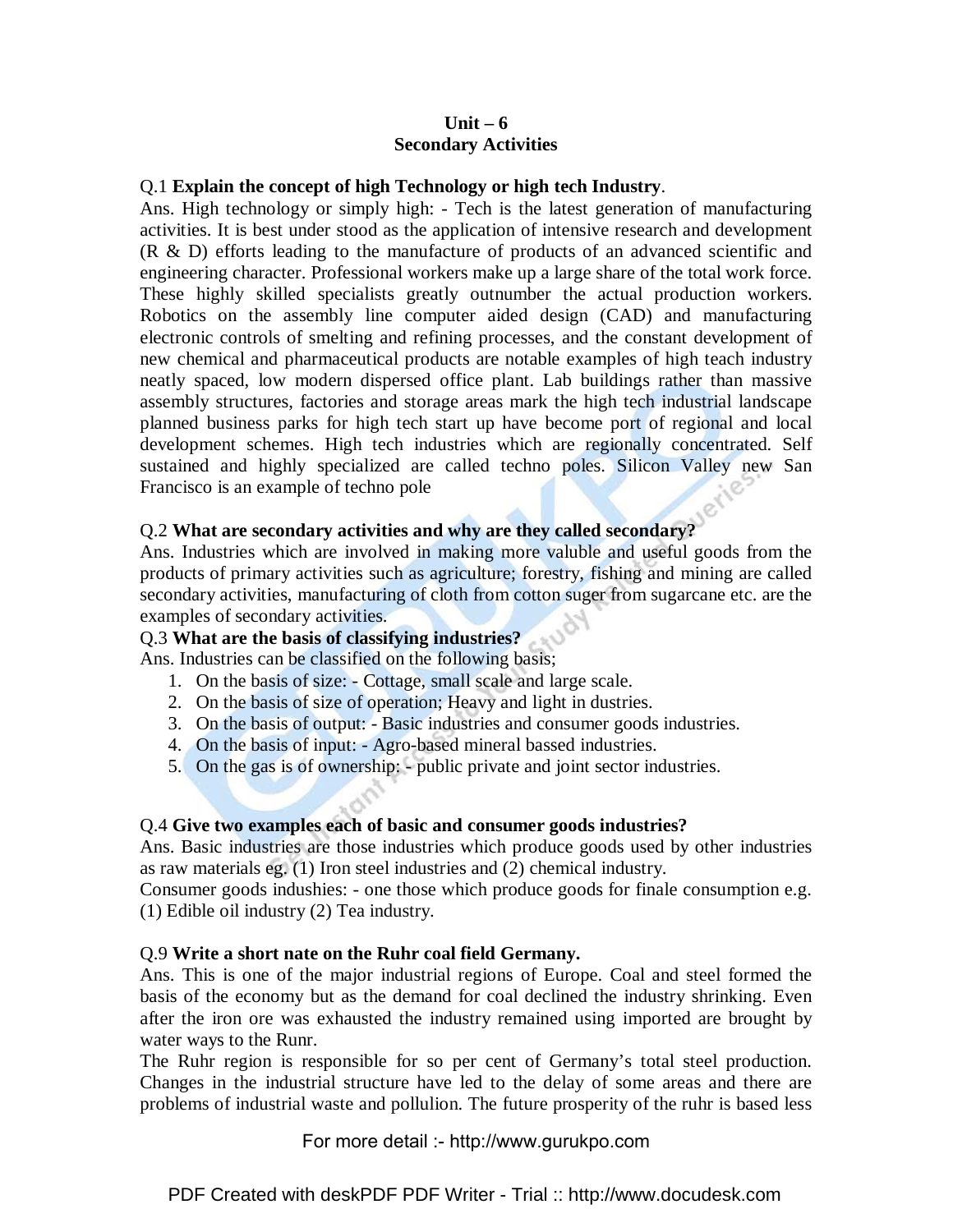**Unit – 6**
**Secondary Activities**

Q.1 **Explain the concept of high Technology or high tech Industry**.

Ans. High technology or simply high: - Tech is the latest generation of manufacturing activities. It is best under stood as the application of intensive research and development (R & D) efforts leading to the manufacture of products of an advanced scientific and engineering character. Professional workers make up a large share of the total work force. These highly skilled specialists greatly outnumber the actual production workers. Robotics on the assembly line computer aided design (CAD) and manufacturing electronic controls of smelting and refining processes, and the constant development of new chemical and pharmaceutical products are notable examples of high teach industry neatly spaced, low modern dispersed office plant. Lab buildings rather than massive assembly structures, factories and storage areas mark the high tech industrial landscape planned business parks for high tech start up have become port of regional and local development schemes. High tech industries which are regionally concentrated. Self sustained and highly specialized are called techno poles. Silicon Valley new San Francisco is an example of techno pole

Q.2 **What are secondary activities and why are they called secondary?**

Ans. Industries which are involved in making more valuble and useful goods from the products of primary activities such as agriculture; forestry, fishing and mining are called secondary activities, manufacturing of cloth from cotton suger from sugarcane etc. are the examples of secondary activities.

Q.3 **What are the basis of classifying industries?**

Ans. Industries can be classified on the following basis;

1. On the basis of size: - Cottage, small scale and large scale.
2. On the basis of size of operation; Heavy and light in dustries.
3. On the basis of output: - Basic industries and consumer goods industries.
4. On the basis of input: - Agro-based mineral bassed industries.
5. On the gas is of ownership: - public private and joint sector industries.

Q.4 **Give two examples each of basic and consumer goods industries?**

Ans. Basic industries are those industries which produce goods used by other industries as raw materials eg. (1) Iron steel industries and (2) chemical industry.

Consumer goods indushies: - one those which produce goods for finale consumption e.g. (1) Edible oil industry (2) Tea industry.

Q.9 **Write a short nate on the Ruhr coal field Germany.**

Ans. This is one of the major industrial regions of Europe. Coal and steel formed the basis of the economy but as the demand for coal declined the industry shrinking. Even after the iron ore was exhausted the industry remained using imported are brought by water ways to the Runr.

The Ruhr region is responsible for so per cent of Germany's total steel production. Changes in the industrial structure have led to the delay of some areas and there are problems of industrial waste and pollulion. The future prosperity of the ruhr is based less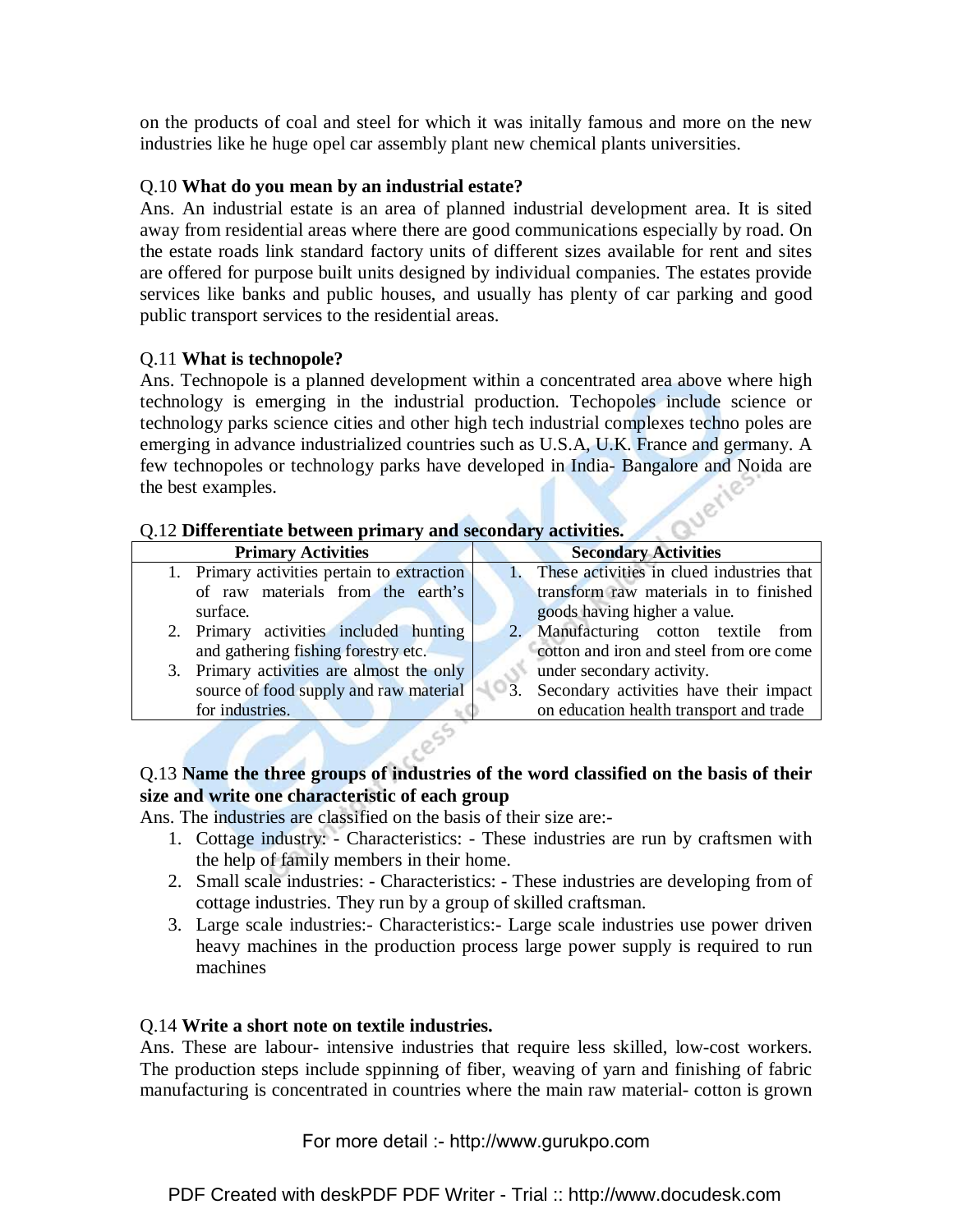on the products of coal and steel for which it was initally famous and more on the new industries like he huge opel car assembly plant new chemical plants universities.

Q.10 **What do you mean by an industrial estate?**

Ans. An industrial estate is an area of planned industrial development area. It is sited away from residential areas where there are good communications especially by road. On the estate roads link standard factory units of different sizes available for rent and sites are offered for purpose built units designed by individual companies. The estates provide services like banks and public houses, and usually has plenty of car parking and good public transport services to the residential areas.

Q.11 **What is technopole?**

Ans. Technopole is a planned development within a concentrated area above where high technology is emerging in the industrial production. Techopoles include science or technology parks science cities and other high tech industrial complexes techno poles are emerging in advance industrialized countries such as U.S.A, U.K. France and germany. A few technopoles or technology parks have developed in India- Bangalore and Noida are the best examples.

Q.12 **Differentiate between primary and secondary activities.**

| Primary Activities | Secondary Activities |
|---|---|
| 1. Primary activities pertain to extraction of raw materials from the earth's surface. | 1. These activities in clued industries that transform raw materials in to finished goods having higher a value. |
| 2. Primary activities included hunting and gathering fishing forestry etc. | 2. Manufacturing cotton textile from cotton and iron and steel from ore come under secondary activity. |
| 3. Primary activities are almost the only source of food supply and raw material for industries. | 3. Secondary activities have their impact on education health transport and trade |

Q.13 **Name the three groups of industries of the word classified on the basis of their size and write one characteristic of each group**

Ans. The industries are classified on the basis of their size are:-

1. Cottage industry: - Characteristics: - These industries are run by craftsmen with the help of family members in their home.
2. Small scale industries: - Characteristics: - These industries are developing from of cottage industries. They run by a group of skilled craftsman.
3. Large scale industries:- Characteristics:- Large scale industries use power driven heavy machines in the production process large power supply is required to run machines

Q.14 **Write a short note on textile industries.**

Ans. These are labour- intensive industries that require less skilled, low-cost workers. The production steps include sppinning of fiber, weaving of yarn and finishing of fabric manufacturing is concentrated in countries where the main raw material- cotton is grown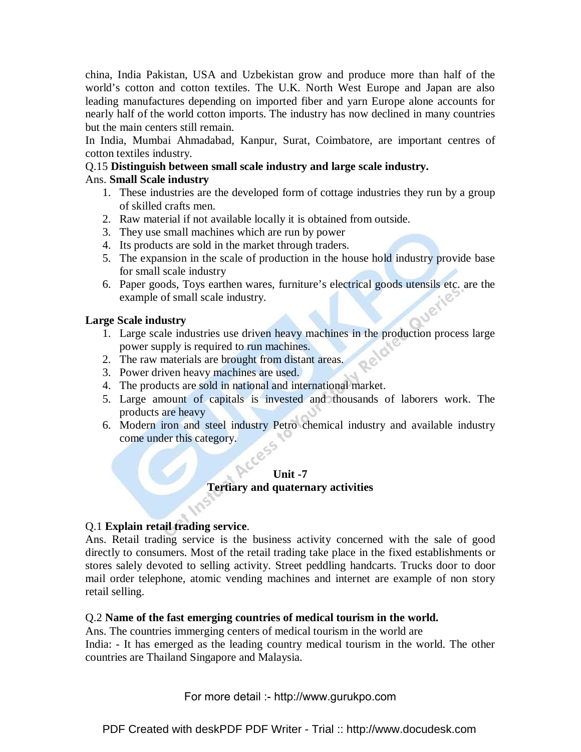china, India Pakistan, USA and Uzbekistan grow and produce more than half of the world's cotton and cotton textiles. The U.K. North West Europe and Japan are also leading manufactures depending on imported fiber and yarn Europe alone accounts for nearly half of the world cotton imports. The industry has now declined in many countries but the main centers still remain.

In India, Mumbai Ahmadabad, Kanpur, Surat, Coimbatore, are important centres of cotton textiles industry.

Q.15 **Distinguish between small scale industry and large scale industry.**

Ans. **Small Scale industry**

1. These industries are the developed form of cottage industries they run by a group of skilled crafts men.
2. Raw material if not available locally it is obtained from outside.
3. They use small machines which are run by power
4. Its products are sold in the market through traders.
5. The expansion in the scale of production in the house hold industry provide base for small scale industry
6. Paper goods, Toys earthen wares, furniture's electrical goods utensils etc. are the example of small scale industry.

**Large Scale industry**

1. Large scale industries use driven heavy machines in the production process large power supply is required to run machines.
2. The raw materials are brought from distant areas.
3. Power driven heavy machines are used.
4. The products are sold in national and international market.
5. Large amount of capitals is invested and thousands of laborers work. The products are heavy
6. Modern iron and steel industry Petro chemical industry and available industry come under this category.

## Unit -7
## Tertiary and quaternary activities

Q.1 **Explain retail trading service**.

Ans. Retail trading service is the business activity concerned with the sale of good directly to consumers. Most of the retail trading take place in the fixed establishments or stores salely devoted to selling activity. Street peddling handcarts. Trucks door to door mail order telephone, atomic vending machines and internet are example of non story retail selling.

Q.2 **Name of the fast emerging countries of medical tourism in the world.**

Ans. The countries immerging centers of medical tourism in the world are

India: - It has emerged as the leading country medical tourism in the world. The other countries are Thailand Singapore and Malaysia.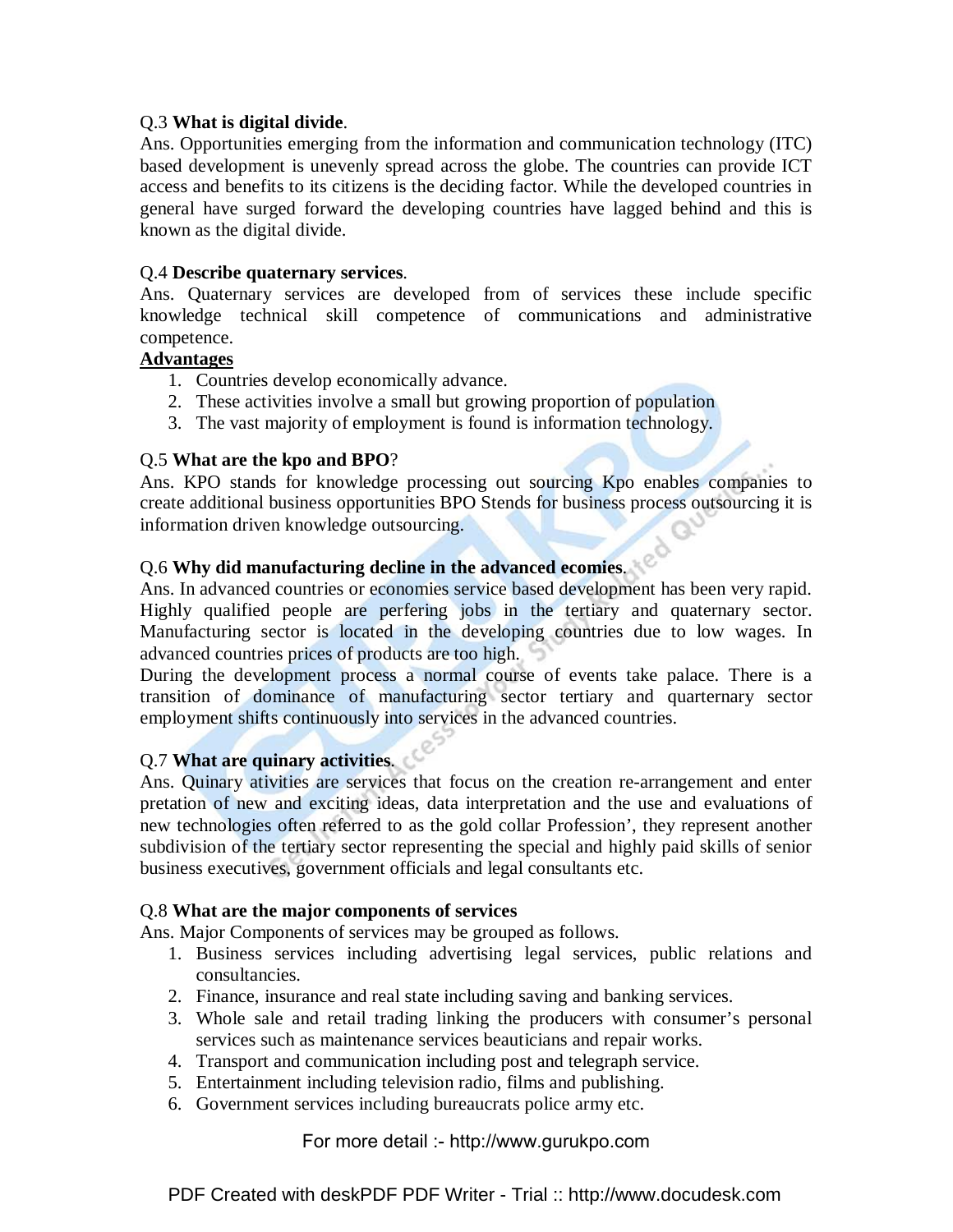Q.3 **What is digital divide**.

Ans. Opportunities emerging from the information and communication technology (ITC) based development is unevenly spread across the globe. The countries can provide ICT access and benefits to its citizens is the deciding factor. While the developed countries in general have surged forward the developing countries have lagged behind and this is known as the digital divide.

Q.4 **Describe quaternary services**.

Ans. Quaternary services are developed from of services these include specific knowledge technical skill competence of communications and administrative competence.

**<u>Advantages</u>**

1. Countries develop economically advance.
2. These activities involve a small but growing proportion of population
3. The vast majority of employment is found is information technology.

Q.5 **What are the kpo and BPO**?

Ans. KPO stands for knowledge processing out sourcing Kpo enables companies to create additional business opportunities BPO Stends for business process outsourcing it is information driven knowledge outsourcing.

Q.6 **Why did manufacturing decline in the advanced ecomies**.

Ans. In advanced countries or economies service based development has been very rapid. Highly qualified people are perfering jobs in the tertiary and quaternary sector. Manufacturing sector is located in the developing countries due to low wages. In advanced countries prices of products are too high.

During the development process a normal course of events take palace. There is a transition of dominance of manufacturing sector tertiary and quarternary sector employment shifts continuously into services in the advanced countries.

Q.7 **What are quinary activities**.

Ans. Quinary ativities are services that focus on the creation re-arrangement and enter pretation of new and exciting ideas, data interpretation and the use and evaluations of new technologies often referred to as the gold collar Profession', they represent another subdivision of the tertiary sector representing the special and highly paid skills of senior business executives, government officials and legal consultants etc.

Q.8 **What are the major components of services**

Ans. Major Components of services may be grouped as follows.

1. Business services including advertising legal services, public relations and consultancies.
2. Finance, insurance and real state including saving and banking services.
3. Whole sale and retail trading linking the producers with consumer's personal services such as maintenance services beauticians and repair works.
4. Transport and communication including post and telegraph service.
5. Entertainment including television radio, films and publishing.
6. Government services including bureaucrats police army etc.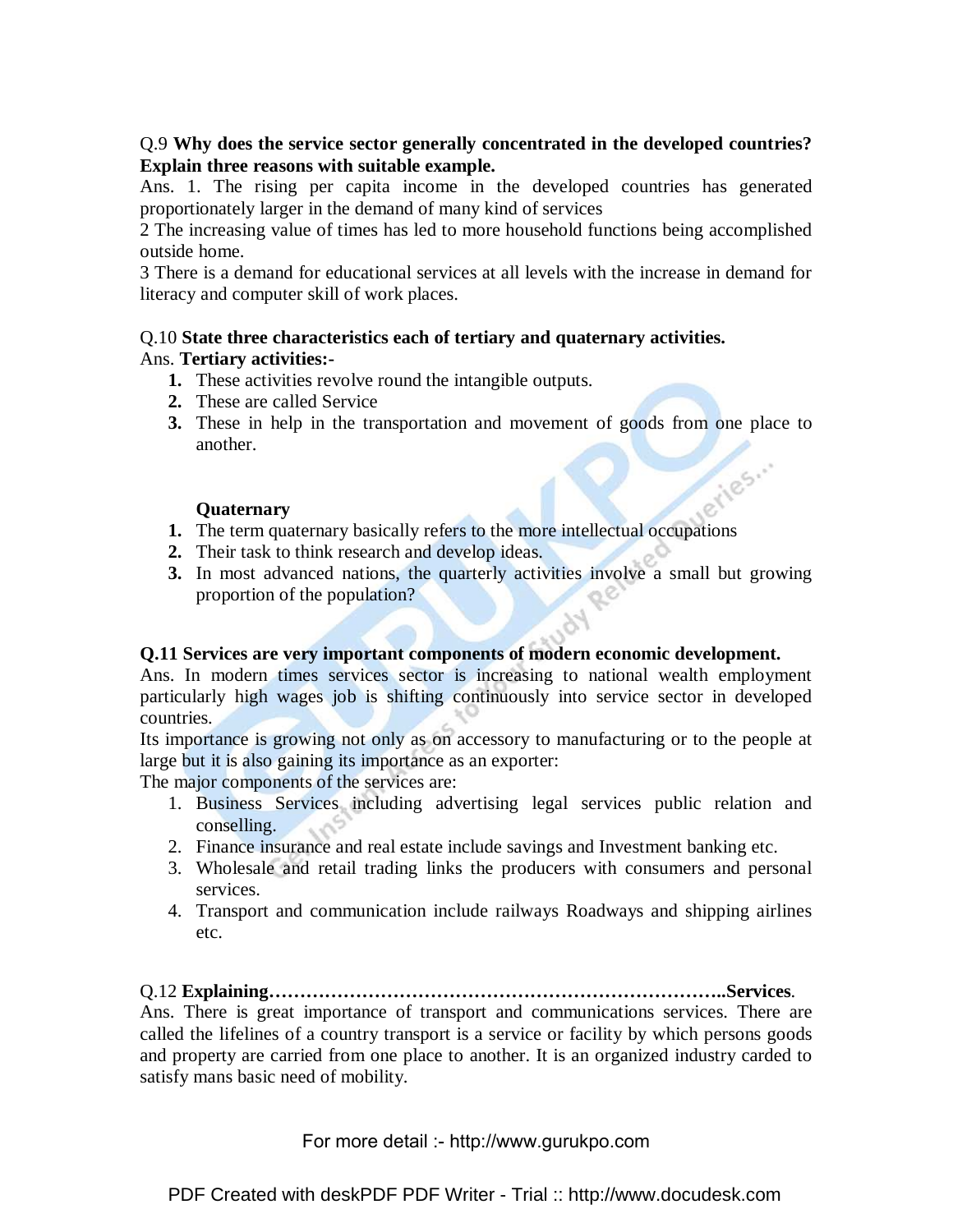Q.9 **Why does the service sector generally concentrated in the developed countries? Explain three reasons with suitable example.**

Ans. 1. The rising per capita income in the developed countries has generated proportionately larger in the demand of many kind of services

2 The increasing value of times has led to more household functions being accomplished outside home.

3 There is a demand for educational services at all levels with the increase in demand for literacy and computer skill of work places.

Q.10 **State three characteristics each of tertiary and quaternary activities.**

Ans. **Tertiary activities:-**

1. These activities revolve round the intangible outputs.
2. These are called Service
3. These in help in the transportation and movement of goods from one place to another.

**Quaternary**

1. The term quaternary basically refers to the more intellectual occupations
2. Their task to think research and develop ideas.
3. In most advanced nations, the quarterly activities involve a small but growing proportion of the population?

**Q.11 Services are very important components of modern economic development.**

Ans. In modern times services sector is increasing to national wealth employment particularly high wages job is shifting continuously into service sector in developed countries.

Its importance is growing not only as on accessory to manufacturing or to the people at large but it is also gaining its importance as an exporter:

The major components of the services are:

1. Business Services including advertising legal services public relation and conselling.
2. Finance insurance and real estate include savings and Investment banking etc.
3. Wholesale and retail trading links the producers with consumers and personal services.
4. Transport and communication include railways Roadways and shipping airlines etc.

Q.12 **Explaining……………………………………………………………..Services**.

Ans. There is great importance of transport and communications services. There are called the lifelines of a country transport is a service or facility by which persons goods and property are carried from one place to another. It is an organized industry carded to satisfy mans basic need of mobility.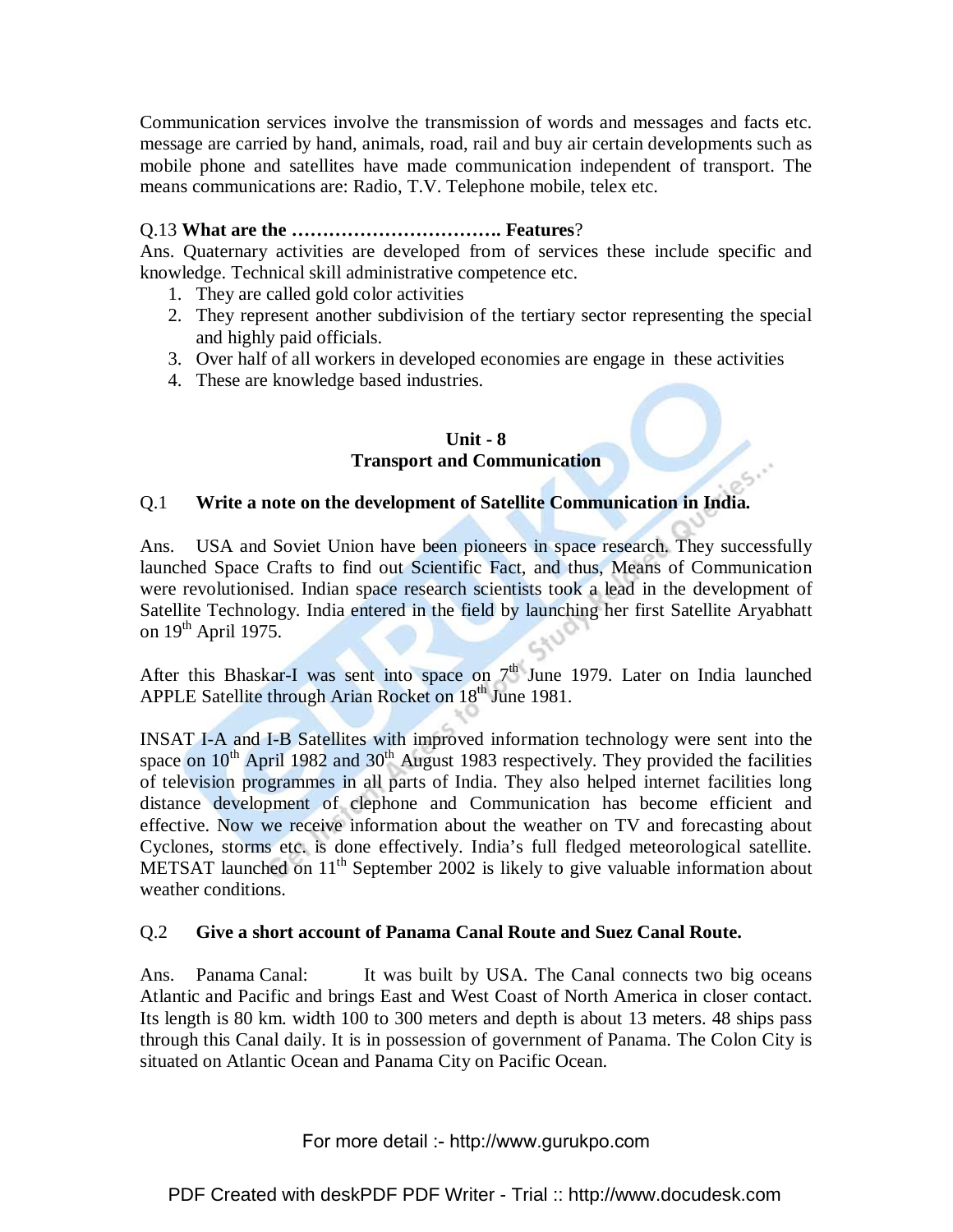Communication services involve the transmission of words and messages and facts etc. message are carried by hand, animals, road, rail and buy air certain developments such as mobile phone and satellites have made communication independent of transport. The means communications are: Radio, T.V. Telephone mobile, telex etc.

Q.13 **What are the ……………………………. Features**?

Ans. Quaternary activities are developed from of services these include specific and knowledge. Technical skill administrative competence etc.

1. They are called gold color activities
2. They represent another subdivision of the tertiary sector representing the special and highly paid officials.
3. Over half of all workers in developed economies are engage in these activities
4. These are knowledge based industries.

## Unit - 8
## Transport and Communication

Q.1 **Write a note on the development of Satellite Communication in India.**

Ans. USA and Soviet Union have been pioneers in space research. They successfully launched Space Crafts to find out Scientific Fact, and thus, Means of Communication were revolutionised. Indian space research scientists took a lead in the development of Satellite Technology. India entered in the field by launching her first Satellite Aryabhatt on 19th April 1975.

After this Bhaskar-I was sent into space on 7th June 1979. Later on India launched APPLE Satellite through Arian Rocket on 18th June 1981.

INSAT I-A and I-B Satellites with improved information technology were sent into the space on 10th April 1982 and 30th August 1983 respectively. They provided the facilities of television programmes in all parts of India. They also helped internet facilities long distance development of clephone and Communication has become efficient and effective. Now we receive information about the weather on TV and forecasting about Cyclones, storms etc. is done effectively. India's full fledged meteorological satellite. METSAT launched on 11th September 2002 is likely to give valuable information about weather conditions.

Q.2 **Give a short account of Panama Canal Route and Suez Canal Route.**

Ans. Panama Canal: It was built by USA. The Canal connects two big oceans Atlantic and Pacific and brings East and West Coast of North America in closer contact. Its length is 80 km. width 100 to 300 meters and depth is about 13 meters. 48 ships pass through this Canal daily. It is in possession of government of Panama. The Colon City is situated on Atlantic Ocean and Panama City on Pacific Ocean.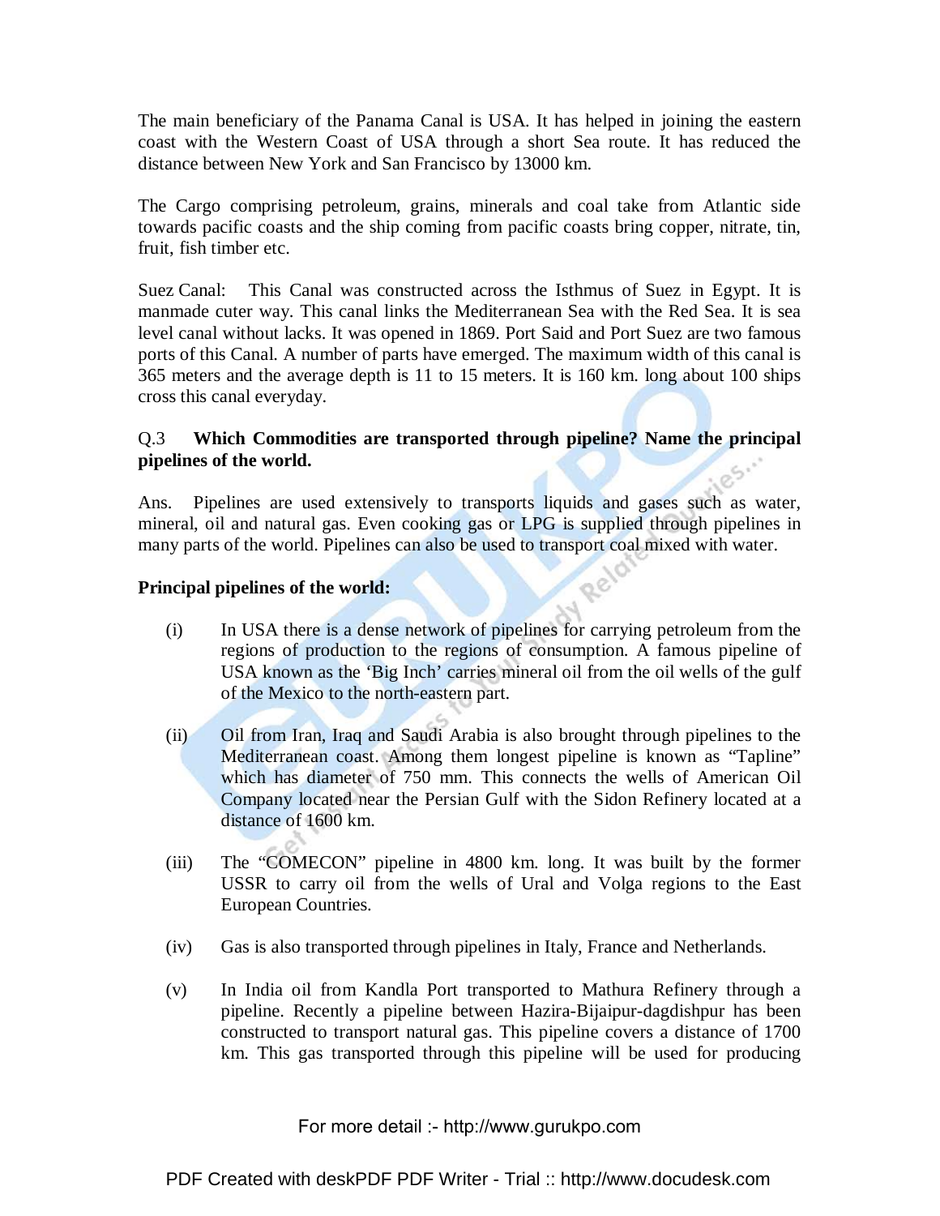The main beneficiary of the Panama Canal is USA. It has helped in joining the eastern coast with the Western Coast of USA through a short Sea route. It has reduced the distance between New York and San Francisco by 13000 km.

The Cargo comprising petroleum, grains, minerals and coal take from Atlantic side towards pacific coasts and the ship coming from pacific coasts bring copper, nitrate, tin, fruit, fish timber etc.

Suez Canal: This Canal was constructed across the Isthmus of Suez in Egypt. It is manmade cuter way. This canal links the Mediterranean Sea with the Red Sea. It is sea level canal without lacks. It was opened in 1869. Port Said and Port Suez are two famous ports of this Canal. A number of parts have emerged. The maximum width of this canal is 365 meters and the average depth is 11 to 15 meters. It is 160 km. long about 100 ships cross this canal everyday.

Q.3 **Which Commodities are transported through pipeline? Name the principal pipelines of the world.**

Ans. Pipelines are used extensively to transports liquids and gases such as water, mineral, oil and natural gas. Even cooking gas or LPG is supplied through pipelines in many parts of the world. Pipelines can also be used to transport coal mixed with water.

**Principal pipelines of the world:**

(i) In USA there is a dense network of pipelines for carrying petroleum from the regions of production to the regions of consumption. A famous pipeline of USA known as the 'Big Inch' carries mineral oil from the oil wells of the gulf of the Mexico to the north-eastern part.

(ii) Oil from Iran, Iraq and Saudi Arabia is also brought through pipelines to the Mediterranean coast. Among them longest pipeline is known as "Tapline" which has diameter of 750 mm. This connects the wells of American Oil Company located near the Persian Gulf with the Sidon Refinery located at a distance of 1600 km.

(iii) The "COMECON" pipeline in 4800 km. long. It was built by the former USSR to carry oil from the wells of Ural and Volga regions to the East European Countries.

(iv) Gas is also transported through pipelines in Italy, France and Netherlands.

(v) In India oil from Kandla Port transported to Mathura Refinery through a pipeline. Recently a pipeline between Hazira-Bijaipur-dagdishpur has been constructed to transport natural gas. This pipeline covers a distance of 1700 km. This gas transported through this pipeline will be used for producing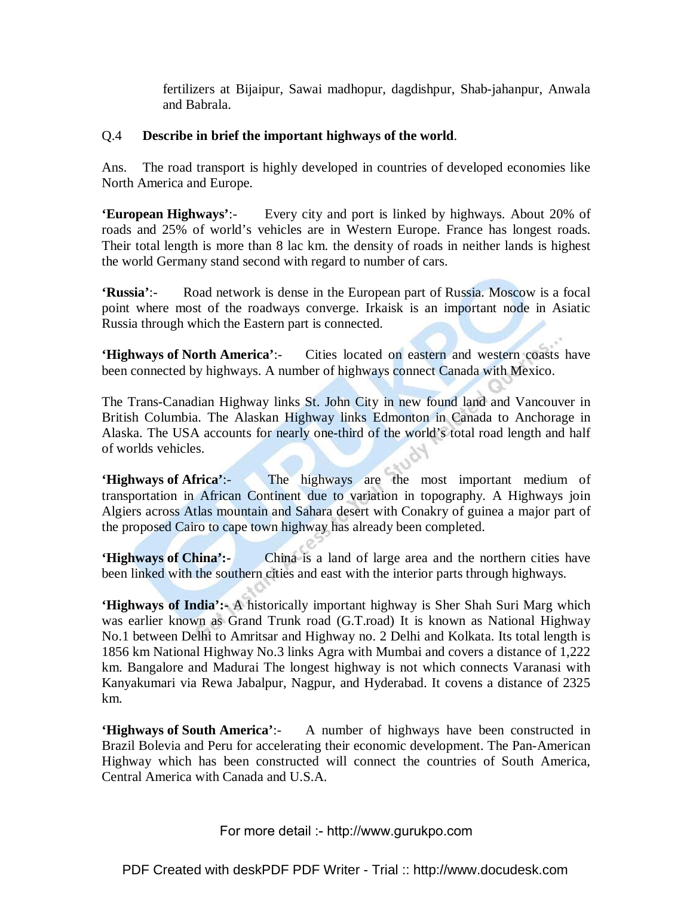fertilizers at Bijaipur, Sawai madhopur, dagdishpur, Shab-jahanpur, Anwala and Babrala.

Q.4 **Describe in brief the important highways of the world**.

Ans. The road transport is highly developed in countries of developed economies like North America and Europe.

**'European Highways'**:- Every city and port is linked by highways. About 20% of roads and 25% of world's vehicles are in Western Europe. France has longest roads. Their total length is more than 8 lac km. the density of roads in neither lands is highest the world Germany stand second with regard to number of cars.

**'Russia'**:- Road network is dense in the European part of Russia. Moscow is a focal point where most of the roadways converge. Irkaisk is an important node in Asiatic Russia through which the Eastern part is connected.

**'Highways of North America'**:- Cities located on eastern and western coasts have been connected by highways. A number of highways connect Canada with Mexico.

The Trans-Canadian Highway links St. John City in new found land and Vancouver in British Columbia. The Alaskan Highway links Edmonton in Canada to Anchorage in Alaska. The USA accounts for nearly one-third of the world's total road length and half of worlds vehicles.

**'Highways of Africa'**:- The highways are the most important medium of transportation in African Continent due to variation in topography. A Highways join Algiers across Atlas mountain and Sahara desert with Conakry of guinea a major part of the proposed Cairo to cape town highway has already been completed.

**'Highways of China':-** China is a land of large area and the northern cities have been linked with the southern cities and east with the interior parts through highways.

**'Highways of India':-** A historically important highway is Sher Shah Suri Marg which was earlier known as Grand Trunk road (G.T.road) It is known as National Highway No.1 between Delhi to Amritsar and Highway no. 2 Delhi and Kolkata. Its total length is 1856 km National Highway No.3 links Agra with Mumbai and covers a distance of 1,222 km. Bangalore and Madurai The longest highway is not which connects Varanasi with Kanyakumari via Rewa Jabalpur, Nagpur, and Hyderabad. It covens a distance of 2325 km.

**'Highways of South America'**:- A number of highways have been constructed in Brazil Bolevia and Peru for accelerating their economic development. The Pan-American Highway which has been constructed will connect the countries of South America, Central America with Canada and U.S.A.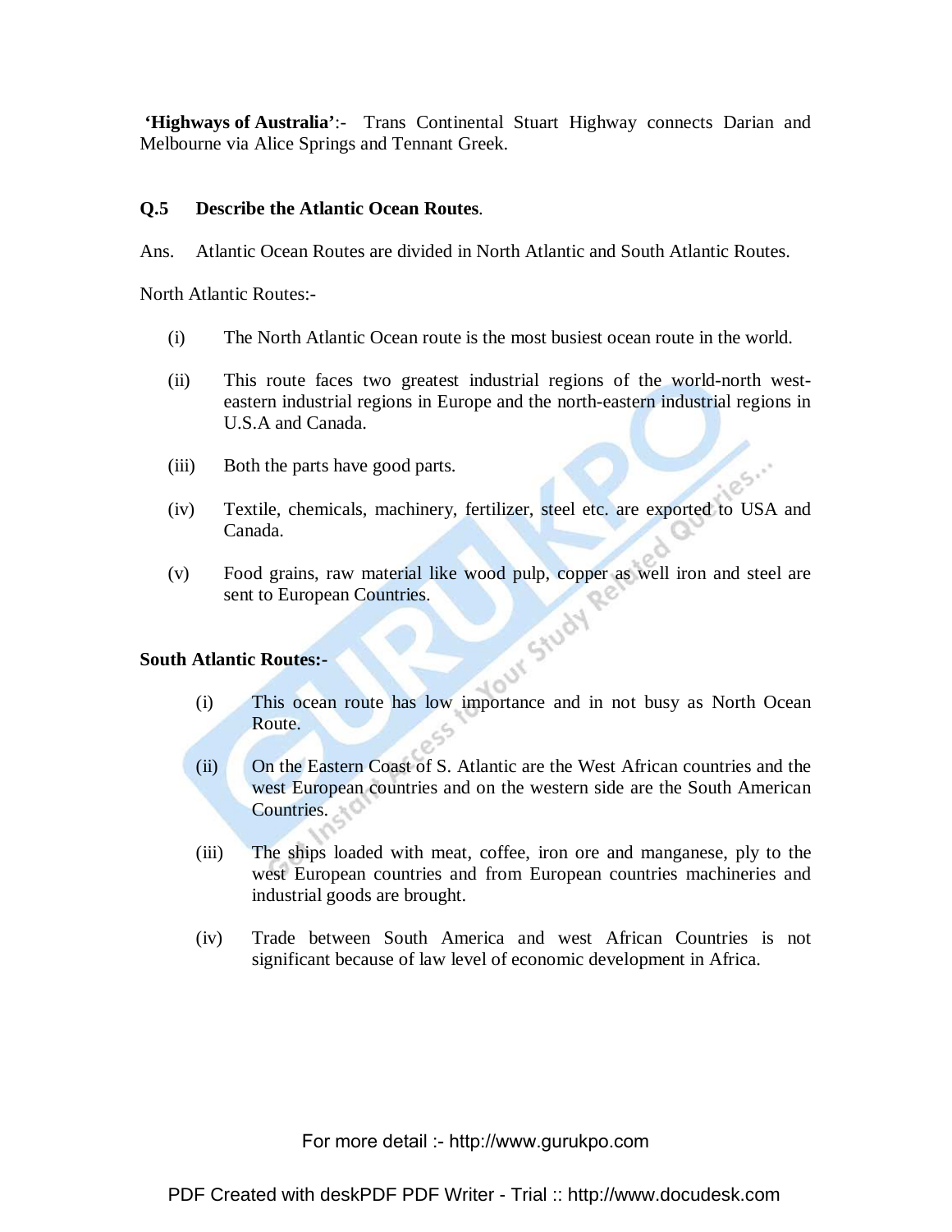**'Highways of Australia'**:- Trans Continental Stuart Highway connects Darian and Melbourne via Alice Springs and Tennant Greek.

**Q.5 Describe the Atlantic Ocean Routes**.

Ans. Atlantic Ocean Routes are divided in North Atlantic and South Atlantic Routes.

North Atlantic Routes:-

(i) The North Atlantic Ocean route is the most busiest ocean route in the world.

(ii) This route faces two greatest industrial regions of the world-north west-eastern industrial regions in Europe and the north-eastern industrial regions in U.S.A and Canada.

(iii) Both the parts have good parts.

(iv) Textile, chemicals, machinery, fertilizer, steel etc. are exported to USA and Canada.

(v) Food grains, raw material like wood pulp, copper as well iron and steel are sent to European Countries.

**South Atlantic Routes:-**

(i) This ocean route has low importance and in not busy as North Ocean Route.

(ii) On the Eastern Coast of S. Atlantic are the West African countries and the west European countries and on the western side are the South American Countries.

(iii) The ships loaded with meat, coffee, iron ore and manganese, ply to the west European countries and from European countries machineries and industrial goods are brought.

(iv) Trade between South America and west African Countries is not significant because of law level of economic development in Africa.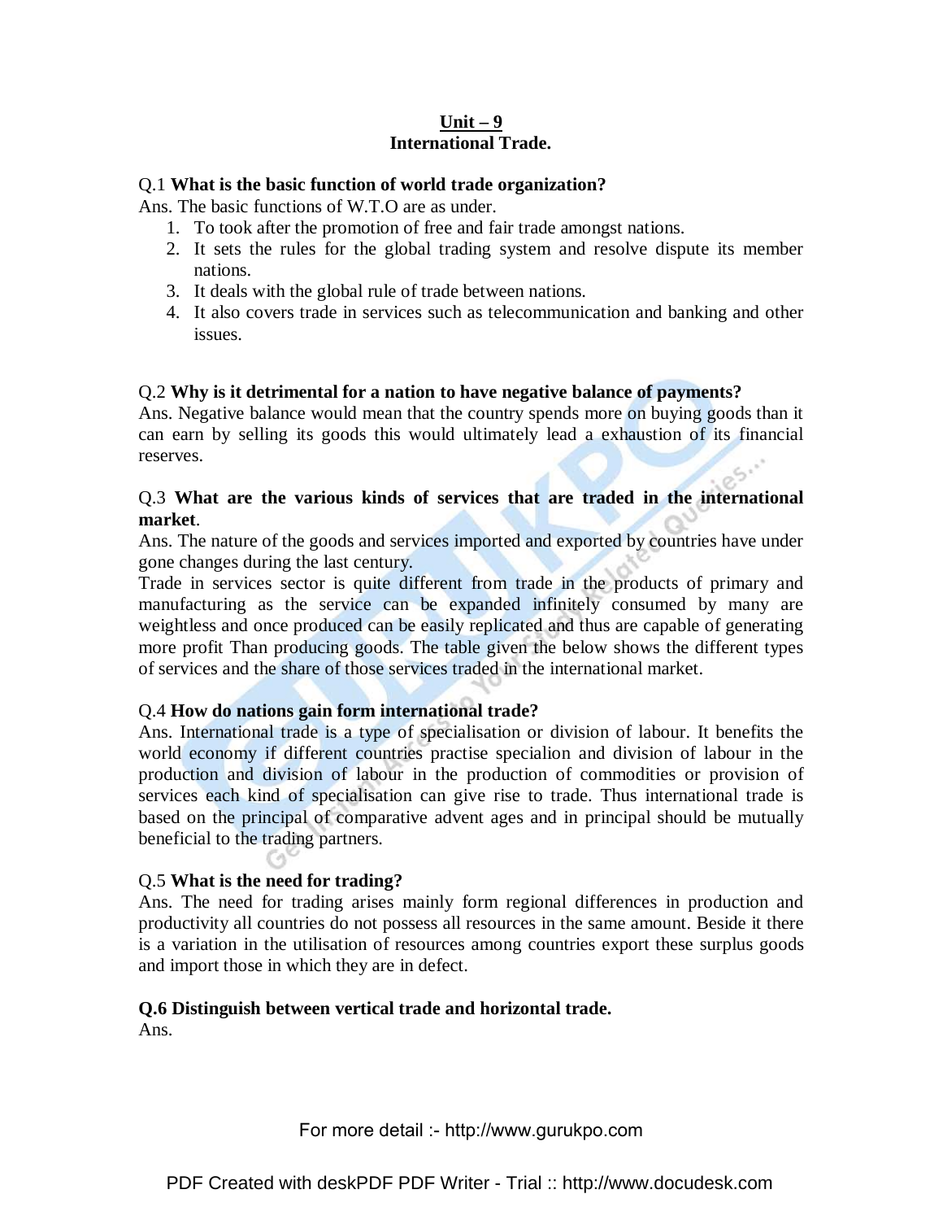**Unit – 9**
**International Trade.**

Q.1 **What is the basic function of world trade organization?**

Ans. The basic functions of W.T.O are as under.

1. To took after the promotion of free and fair trade amongst nations.
2. It sets the rules for the global trading system and resolve dispute its member nations.
3. It deals with the global rule of trade between nations.
4. It also covers trade in services such as telecommunication and banking and other issues.

Q.2 **Why is it detrimental for a nation to have negative balance of payments?**

Ans. Negative balance would mean that the country spends more on buying goods than it can earn by selling its goods this would ultimately lead a exhaustion of its financial reserves.

Q.3 **What are the various kinds of services that are traded in the international market**.

Ans. The nature of the goods and services imported and exported by countries have under gone changes during the last century.

Trade in services sector is quite different from trade in the products of primary and manufacturing as the service can be expanded infinitely consumed by many are weightless and once produced can be easily replicated and thus are capable of generating more profit Than producing goods. The table given the below shows the different types of services and the share of those services traded in the international market.

Q.4 **How do nations gain form international trade?**

Ans. International trade is a type of specialisation or division of labour. It benefits the world economy if different countries practise specialion and division of labour in the production and division of labour in the production of commodities or provision of services each kind of specialisation can give rise to trade. Thus international trade is based on the principal of comparative advent ages and in principal should be mutually beneficial to the trading partners.

Q.5 **What is the need for trading?**

Ans. The need for trading arises mainly form regional differences in production and productivity all countries do not possess all resources in the same amount. Beside it there is a variation in the utilisation of resources among countries export these surplus goods and import those in which they are in defect.

**Q.6 Distinguish between vertical trade and horizontal trade.**

Ans.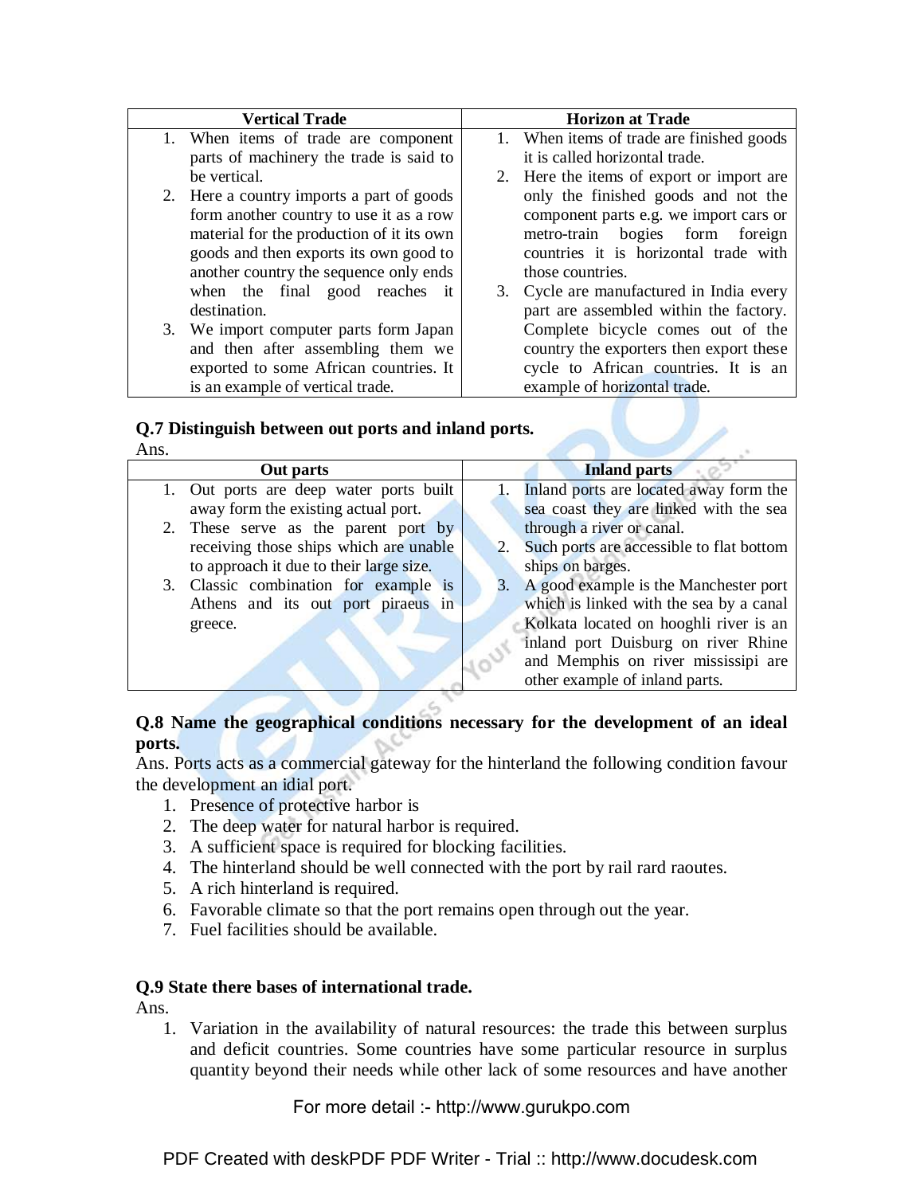| Vertical Trade | Horizon at Trade |
|---|---|
| 1. When items of trade are component parts of machinery the trade is said to be vertical.<br>2. Here a country imports a part of goods form another country to use it as a row material for the production of it its own goods and then exports its own good to another country the sequence only ends when the final good reaches it destination.<br>3. We import computer parts form Japan and then after assembling them we exported to some African countries. It is an example of vertical trade. | 1. When items of trade are finished goods it is called horizontal trade.<br>2. Here the items of export or import are only the finished goods and not the component parts e.g. we import cars or metro-train bogies form foreign countries it is horizontal trade with those countries.<br>3. Cycle are manufactured in India every part are assembled within the factory. Complete bicycle comes out of the country the exporters then export these cycle to African countries. It is an example of horizontal trade. |

**Q.7 Distinguish between out ports and inland ports.**

Ans.

| Out parts | Inland parts |
|---|---|
| 1. Out ports are deep water ports built away form the existing actual port.<br>2. These serve as the parent port by receiving those ships which are unable to approach it due to their large size.<br>3. Classic combination for example is Athens and its out port piraeus in greece. | 1. Inland ports are located away form the sea coast they are linked with the sea through a river or canal.<br>2. Such ports are accessible to flat bottom ships on barges.<br>3. A good example is the Manchester port which is linked with the sea by a canal Kolkata located on hooghli river is an inland port Duisburg on river Rhine and Memphis on river mississipi are other example of inland parts. |

**Q.8 Name the geographical conditions necessary for the development of an ideal ports.**

Ans. Ports acts as a commercial gateway for the hinterland the following condition favour the development an idial port.

1. Presence of protective harbor is
2. The deep water for natural harbor is required.
3. A sufficient space is required for blocking facilities.
4. The hinterland should be well connected with the port by rail rard raoutes.
5. A rich hinterland is required.
6. Favorable climate so that the port remains open through out the year.
7. Fuel facilities should be available.

**Q.9 State there bases of international trade.**

Ans.

1. Variation in the availability of natural resources: the trade this between surplus and deficit countries. Some countries have some particular resource in surplus quantity beyond their needs while other lack of some resources and have another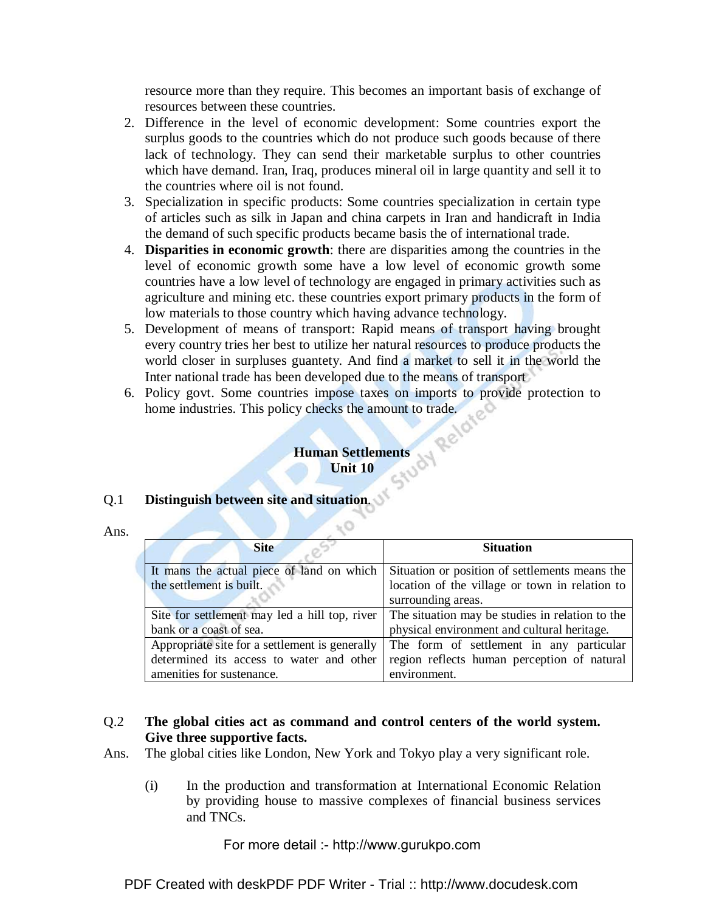resource more than they require. This becomes an important basis of exchange of resources between these countries.

2. Difference in the level of economic development: Some countries export the surplus goods to the countries which do not produce such goods because of there lack of technology. They can send their marketable surplus to other countries which have demand. Iran, Iraq, produces mineral oil in large quantity and sell it to the countries where oil is not found.
3. Specialization in specific products: Some countries specialization in certain type of articles such as silk in Japan and china carpets in Iran and handicraft in India the demand of such specific products became basis the of international trade.
4. **Disparities in economic growth**: there are disparities among the countries in the level of economic growth some have a low level of economic growth some countries have a low level of technology are engaged in primary activities such as agriculture and mining etc. these countries export primary products in the form of low materials to those country which having advance technology.
5. Development of means of transport: Rapid means of transport having brought every country tries her best to utilize her natural resources to produce products the world closer in surpluses guantety. And find a market to sell it in the world the Inter national trade has been developed due to the means of transport
6. Policy govt. Some countries impose taxes on imports to provide protection to home industries. This policy checks the amount to trade.

## Human Settlements
## Unit 10

**Q.1 Distinguish between site and situation.**

Ans.

| Site | Situation |
|---|---|
| It mans the actual piece of land on which the settlement is built. | Situation or position of settlements means the location of the village or town in relation to surrounding areas. |
| Site for settlement may led a hill top, river bank or a coast of sea. | The situation may be studies in relation to the physical environment and cultural heritage. |
| Appropriate site for a settlement is generally determined its access to water and other amenities for sustenance. | The form of settlement in any particular region reflects human perception of natural environment. |

**Q.2 The global cities act as command and control centers of the world system. Give three supportive facts.**

Ans. The global cities like London, New York and Tokyo play a very significant role.

(i) In the production and transformation at International Economic Relation by providing house to massive complexes of financial business services and TNCs.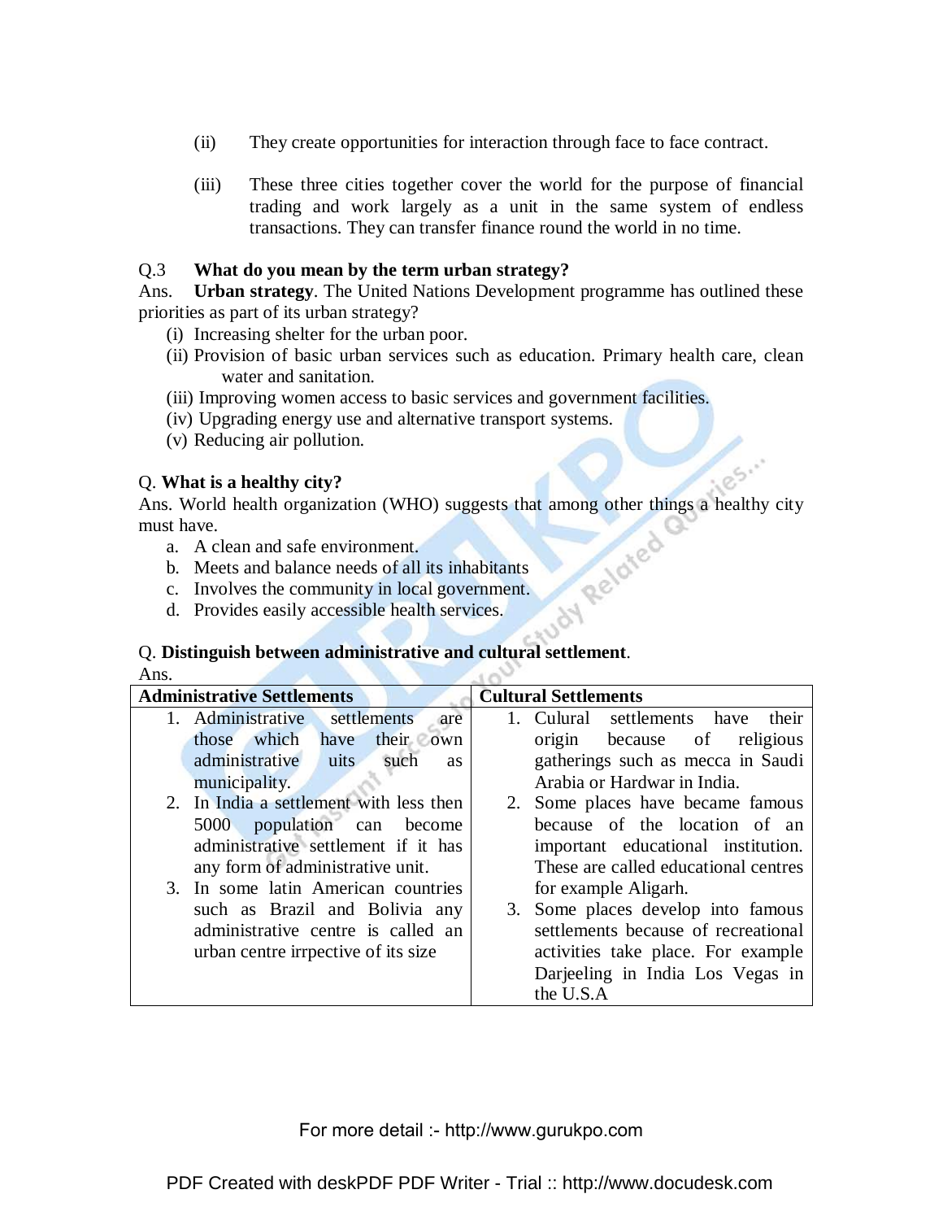(ii) They create opportunities for interaction through face to face contract.

(iii) These three cities together cover the world for the purpose of financial trading and work largely as a unit in the same system of endless transactions. They can transfer finance round the world in no time.

Q.3 **What do you mean by the term urban strategy?**

Ans. **Urban strategy**. The United Nations Development programme has outlined these priorities as part of its urban strategy?

(i) Increasing shelter for the urban poor.
(ii) Provision of basic urban services such as education. Primary health care, clean water and sanitation.
(iii) Improving women access to basic services and government facilities.
(iv) Upgrading energy use and alternative transport systems.
(v) Reducing air pollution.

Q. **What is a healthy city?**

Ans. World health organization (WHO) suggests that among other things a healthy city must have.

a. A clean and safe environment.
b. Meets and balance needs of all its inhabitants
c. Involves the community in local government.
d. Provides easily accessible health services.

Q. **Distinguish between administrative and cultural settlement**.

Ans.

| **Administrative Settlements** | **Cultural Settlements** |
|---|---|
| 1. Administrative settlements are those which have their own administrative uits such as municipality.<br>2. In India a settlement with less then 5000 population can become administrative settlement if it has any form of administrative unit.<br>3. In some latin American countries such as Brazil and Bolivia any administrative centre is called an urban centre irrpective of its size | 1. Culural settlements have their origin because of religious gatherings such as mecca in Saudi Arabia or Hardwar in India.<br>2. Some places have became famous because of the location of an important educational institution. These are called educational centres for example Aligarh.<br>3. Some places develop into famous settlements because of recreational activities take place. For example Darjeeling in India Los Vegas in the U.S.A |

For more detail :- http://www.gurukpo.com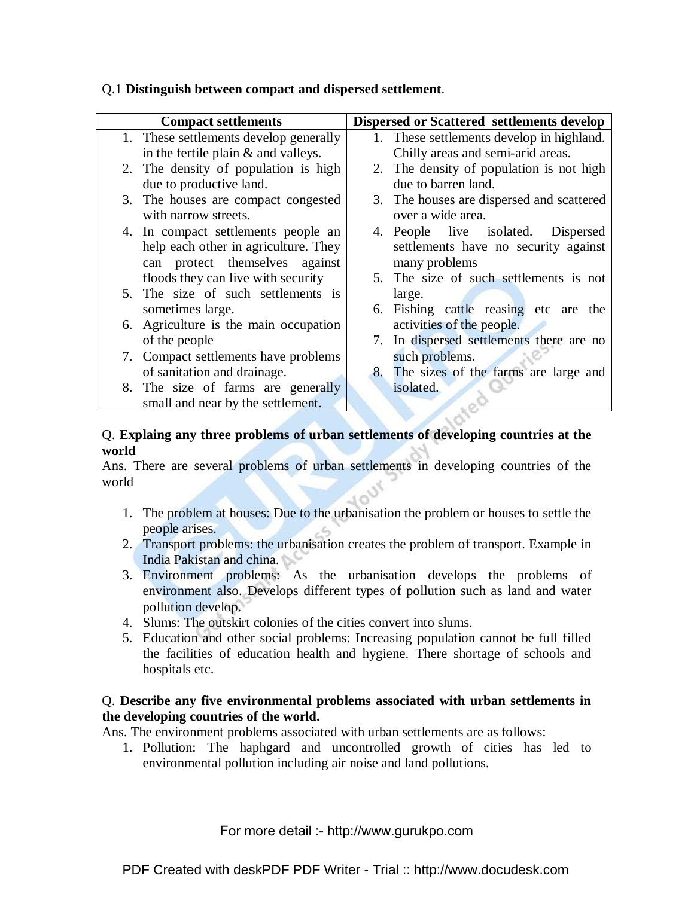Q.1 **Distinguish between compact and dispersed settlement**.

| Compact settlements | Dispersed or Scattered settlements develop |
|---|---|
| 1. These settlements develop generally in the fertile plain & and valleys.<br>2. The density of population is high due to productive land.<br>3. The houses are compact congested with narrow streets.<br>4. In compact settlements people an help each other in agriculture. They can protect themselves against floods they can live with security<br>5. The size of such settlements is sometimes large.<br>6. Agriculture is the main occupation of the people<br>7. Compact settlements have problems of sanitation and drainage.<br>8. The size of farms are generally small and near by the settlement. | 1. These settlements develop in highland. Chilly areas and semi-arid areas.<br>2. The density of population is not high due to barren land.<br>3. The houses are dispersed and scattered over a wide area.<br>4. People live isolated. Dispersed settlements have no security against many problems<br>5. The size of such settlements is not large.<br>6. Fishing cattle reasing etc are the activities of the people.<br>7. In dispersed settlements there are no such problems.<br>8. The sizes of the farms are large and isolated. |

Q. **Explaing any three problems of urban settlements of developing countries at the world**

Ans. There are several problems of urban settlements in developing countries of the world

1. The problem at houses: Due to the urbanisation the problem or houses to settle the people arises.
2. Transport problems: the urbanisation creates the problem of transport. Example in India Pakistan and china.
3. Environment problems: As the urbanisation develops the problems of environment also. Develops different types of pollution such as land and water pollution develop.
4. Slums: The outskirt colonies of the cities convert into slums.
5. Education and other social problems: Increasing population cannot be full filled the facilities of education health and hygiene. There shortage of schools and hospitals etc.

Q. **Describe any five environmental problems associated with urban settlements in the developing countries of the world.**

Ans. The environment problems associated with urban settlements are as follows:

1. Pollution: The haphgard and uncontrolled growth of cities has led to environmental pollution including air noise and land pollutions.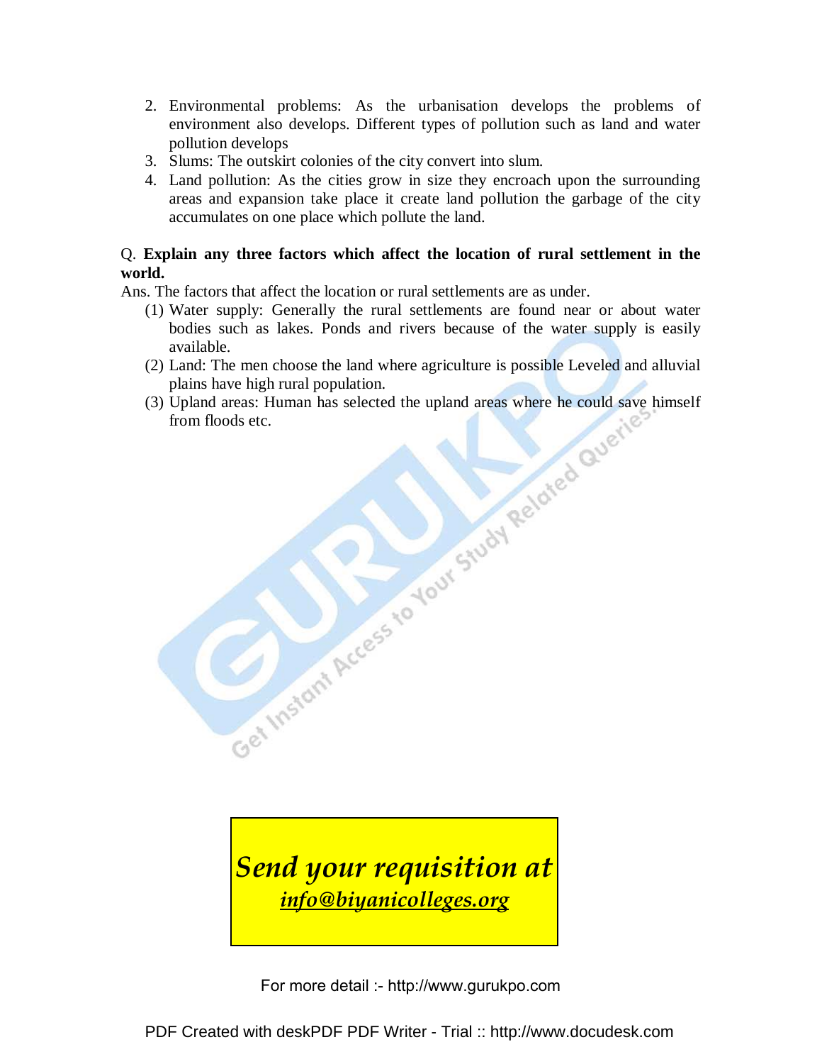2. Environmental problems: As the urbanisation develops the problems of environment also develops. Different types of pollution such as land and water pollution develops
3. Slums: The outskirt colonies of the city convert into slum.
4. Land pollution: As the cities grow in size they encroach upon the surrounding areas and expansion take place it create land pollution the garbage of the city accumulates on one place which pollute the land.

Q. **Explain any three factors which affect the location of rural settlement in the world.**

Ans. The factors that affect the location or rural settlements are as under.

(1) Water supply: Generally the rural settlements are found near or about water bodies such as lakes. Ponds and rivers because of the water supply is easily available.

(2) Land: The men choose the land where agriculture is possible Leveled and alluvial plains have high rural population.

(3) Upland areas: Human has selected the upland areas where he could save himself from floods etc.

*Send your requisition at*
*info@biyanicolleges.org*